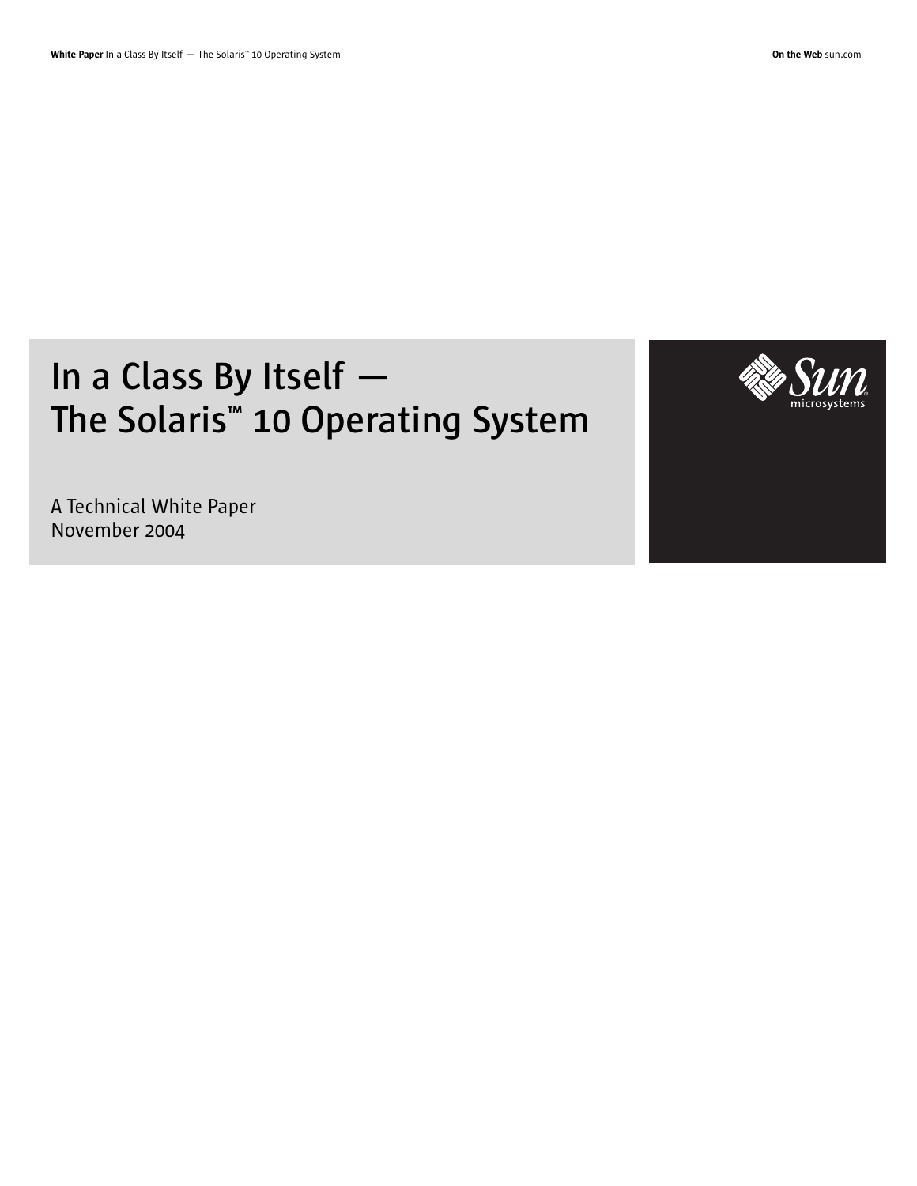# In a Class By Itself — The Solaris™ 10 Operating System

A Technical White Paper
November 2004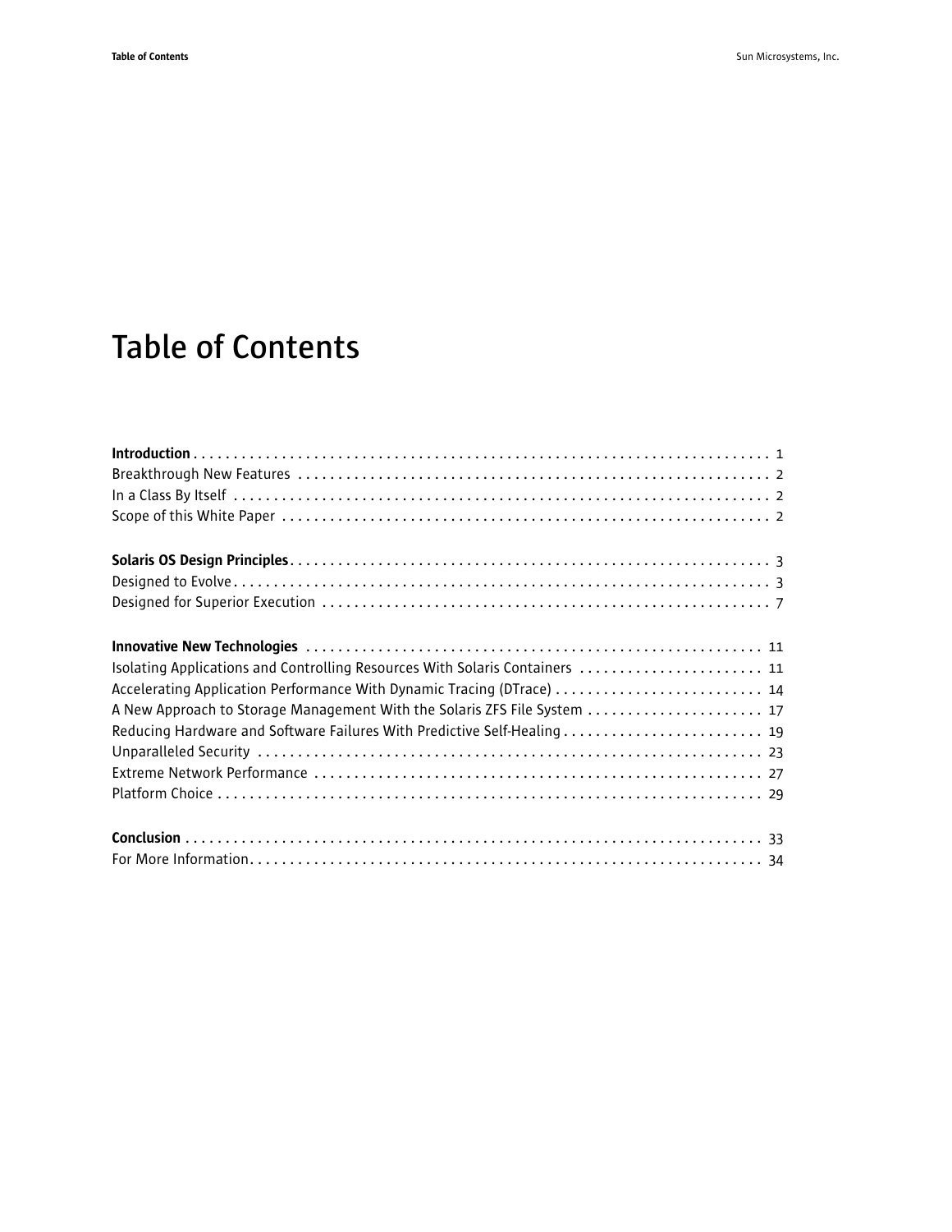# Table of Contents

**Introduction** . . . . . . . . . . . . . . . . . . . . . . . . . . . . . . . . . . . . . . . . . . . . . . . . . . . . . . . . . . . . . . . . . . . . . . . 1

Breakthrough New Features . . . . . . . . . . . . . . . . . . . . . . . . . . . . . . . . . . . . . . . . . . . . . . . . . . . . . . . . . . . 2

In a Class By Itself . . . . . . . . . . . . . . . . . . . . . . . . . . . . . . . . . . . . . . . . . . . . . . . . . . . . . . . . . . . . . . . . . . . 2

Scope of this White Paper . . . . . . . . . . . . . . . . . . . . . . . . . . . . . . . . . . . . . . . . . . . . . . . . . . . . . . . . . . . . . 2

**Solaris OS Design Principles** . . . . . . . . . . . . . . . . . . . . . . . . . . . . . . . . . . . . . . . . . . . . . . . . . . . . . . . . . . 3

Designed to Evolve . . . . . . . . . . . . . . . . . . . . . . . . . . . . . . . . . . . . . . . . . . . . . . . . . . . . . . . . . . . . . . . . . . . 3

Designed for Superior Execution . . . . . . . . . . . . . . . . . . . . . . . . . . . . . . . . . . . . . . . . . . . . . . . . . . . . . . . . 7

**Innovative New Technologies** . . . . . . . . . . . . . . . . . . . . . . . . . . . . . . . . . . . . . . . . . . . . . . . . . . . . . . . . 11

Isolating Applications and Controlling Resources With Solaris Containers . . . . . . . . . . . . . . . . . . . . . . . 11

Accelerating Application Performance With Dynamic Tracing (DTrace) . . . . . . . . . . . . . . . . . . . . . . . . . . 14

A New Approach to Storage Management With the Solaris ZFS File System . . . . . . . . . . . . . . . . . . . . . . 17

Reducing Hardware and Software Failures With Predictive Self-Healing . . . . . . . . . . . . . . . . . . . . . . . . . 19

Unparalleled Security . . . . . . . . . . . . . . . . . . . . . . . . . . . . . . . . . . . . . . . . . . . . . . . . . . . . . . . . . . . . . . . . 23

Extreme Network Performance . . . . . . . . . . . . . . . . . . . . . . . . . . . . . . . . . . . . . . . . . . . . . . . . . . . . . . . . 27

Platform Choice . . . . . . . . . . . . . . . . . . . . . . . . . . . . . . . . . . . . . . . . . . . . . . . . . . . . . . . . . . . . . . . . . . . . 29

**Conclusion** . . . . . . . . . . . . . . . . . . . . . . . . . . . . . . . . . . . . . . . . . . . . . . . . . . . . . . . . . . . . . . . . . . . . . . . 33

For More Information . . . . . . . . . . . . . . . . . . . . . . . . . . . . . . . . . . . . . . . . . . . . . . . . . . . . . . . . . . . . . . . . 34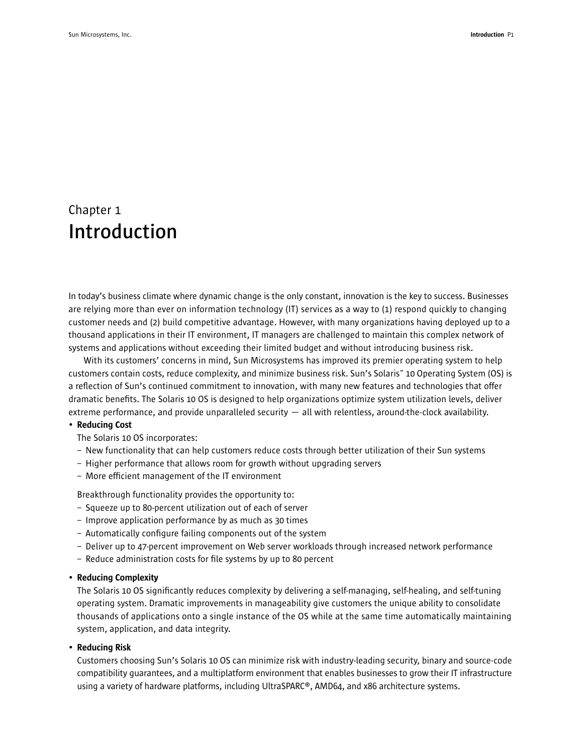# Chapter 1
# Introduction

In today's business climate where dynamic change is the only constant, innovation is the key to success. Businesses are relying more than ever on information technology (IT) services as a way to (1) respond quickly to changing customer needs and (2) build competitive advantage. However, with many organizations having deployed up to a thousand applications in their IT environment, IT managers are challenged to maintain this complex network of systems and applications without exceeding their limited budget and without introducing business risk.

With its customers' concerns in mind, Sun Microsystems has improved its premier operating system to help customers contain costs, reduce complexity, and minimize business risk. Sun's Solaris™ 10 Operating System (OS) is a reflection of Sun's continued commitment to innovation, with many new features and technologies that offer dramatic benefits. The Solaris 10 OS is designed to help organizations optimize system utilization levels, deliver extreme performance, and provide unparalleled security — all with relentless, around-the-clock availability.

- **Reducing Cost**

  The Solaris 10 OS incorporates:
  - New functionality that can help customers reduce costs through better utilization of their Sun systems
  - Higher performance that allows room for growth without upgrading servers
  - More efficient management of the IT environment

  Breakthrough functionality provides the opportunity to:
  - Squeeze up to 80-percent utilization out of each of server
  - Improve application performance by as much as 30 times
  - Automatically configure failing components out of the system
  - Deliver up to 47-percent improvement on Web server workloads through increased network performance
  - Reduce administration costs for file systems by up to 80 percent

- **Reducing Complexity**

  The Solaris 10 OS significantly reduces complexity by delivering a self-managing, self-healing, and self-tuning operating system. Dramatic improvements in manageability give customers the unique ability to consolidate thousands of applications onto a single instance of the OS while at the same time automatically maintaining system, application, and data integrity.

- **Reducing Risk**

  Customers choosing Sun's Solaris 10 OS can minimize risk with industry-leading security, binary and source-code compatibility guarantees, and a multiplatform environment that enables businesses to grow their IT infrastructure using a variety of hardware platforms, including UltraSPARC®, AMD64, and x86 architecture systems.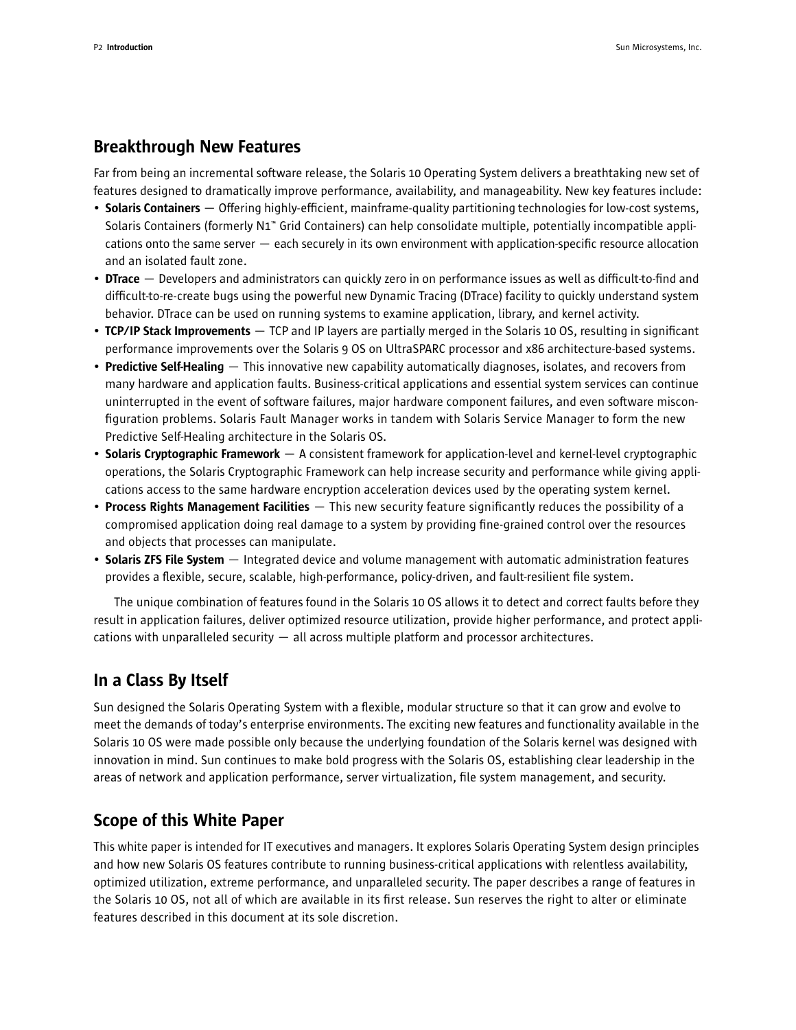## Breakthrough New Features

Far from being an incremental software release, the Solaris 10 Operating System delivers a breathtaking new set of features designed to dramatically improve performance, availability, and manageability. New key features include:

- **Solaris Containers** — Offering highly-efficient, mainframe-quality partitioning technologies for low-cost systems, Solaris Containers (formerly N1™ Grid Containers) can help consolidate multiple, potentially incompatible applications onto the same server — each securely in its own environment with application-specific resource allocation and an isolated fault zone.
- **DTrace** — Developers and administrators can quickly zero in on performance issues as well as difficult-to-find and difficult-to-re-create bugs using the powerful new Dynamic Tracing (DTrace) facility to quickly understand system behavior. DTrace can be used on running systems to examine application, library, and kernel activity.
- **TCP/IP Stack Improvements** — TCP and IP layers are partially merged in the Solaris 10 OS, resulting in significant performance improvements over the Solaris 9 OS on UltraSPARC processor and x86 architecture-based systems.
- **Predictive Self-Healing** — This innovative new capability automatically diagnoses, isolates, and recovers from many hardware and application faults. Business-critical applications and essential system services can continue uninterrupted in the event of software failures, major hardware component failures, and even software misconfiguration problems. Solaris Fault Manager works in tandem with Solaris Service Manager to form the new Predictive Self-Healing architecture in the Solaris OS.
- **Solaris Cryptographic Framework** — A consistent framework for application-level and kernel-level cryptographic operations, the Solaris Cryptographic Framework can help increase security and performance while giving applications access to the same hardware encryption acceleration devices used by the operating system kernel.
- **Process Rights Management Facilities** — This new security feature significantly reduces the possibility of a compromised application doing real damage to a system by providing fine-grained control over the resources and objects that processes can manipulate.
- **Solaris ZFS File System** — Integrated device and volume management with automatic administration features provides a flexible, secure, scalable, high-performance, policy-driven, and fault-resilient file system.

The unique combination of features found in the Solaris 10 OS allows it to detect and correct faults before they result in application failures, deliver optimized resource utilization, provide higher performance, and protect applications with unparalleled security — all across multiple platform and processor architectures.

## In a Class By Itself

Sun designed the Solaris Operating System with a flexible, modular structure so that it can grow and evolve to meet the demands of today's enterprise environments. The exciting new features and functionality available in the Solaris 10 OS were made possible only because the underlying foundation of the Solaris kernel was designed with innovation in mind. Sun continues to make bold progress with the Solaris OS, establishing clear leadership in the areas of network and application performance, server virtualization, file system management, and security.

## Scope of this White Paper

This white paper is intended for IT executives and managers. It explores Solaris Operating System design principles and how new Solaris OS features contribute to running business-critical applications with relentless availability, optimized utilization, extreme performance, and unparalleled security. The paper describes a range of features in the Solaris 10 OS, not all of which are available in its first release. Sun reserves the right to alter or eliminate features described in this document at its sole discretion.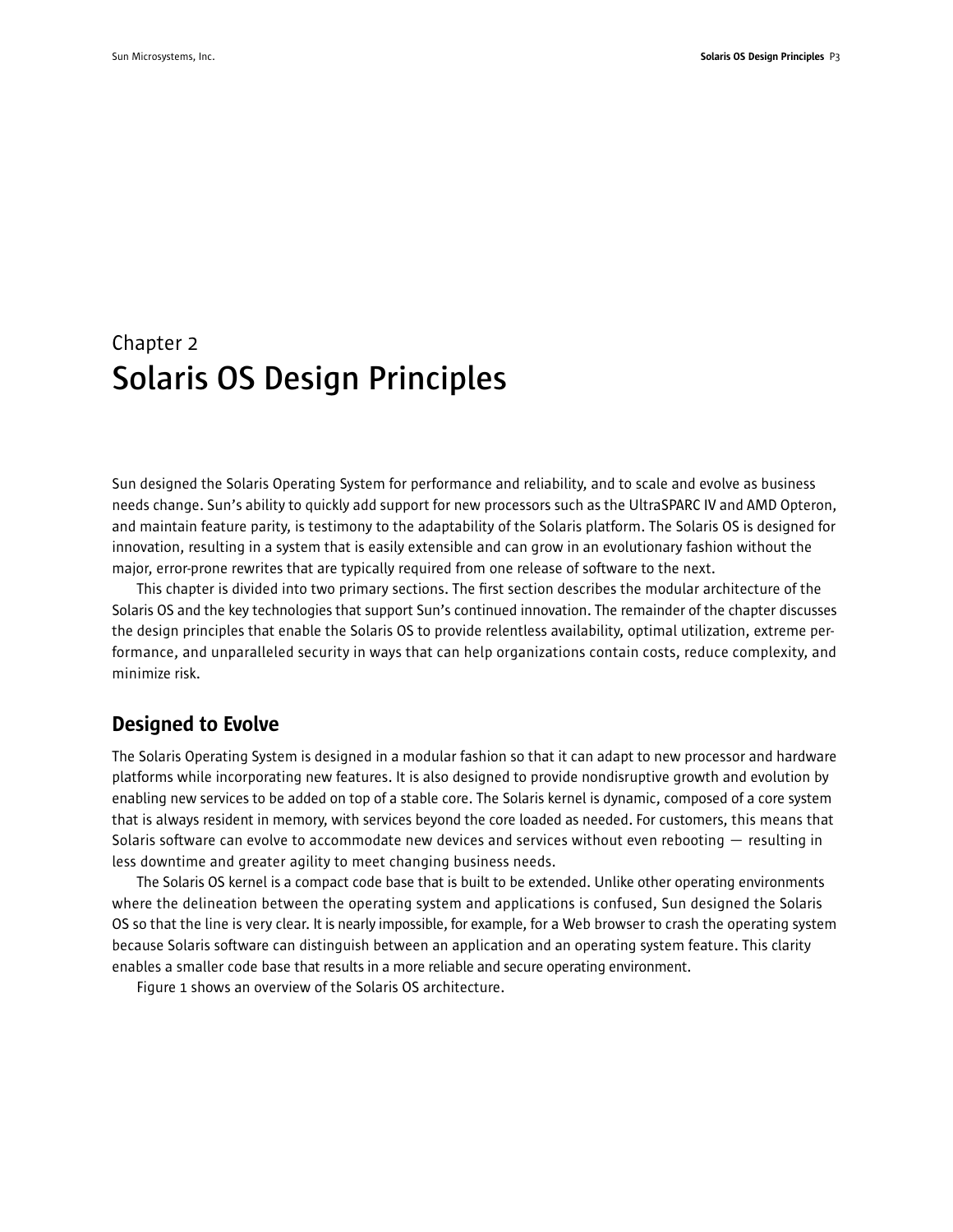# Chapter 2
# Solaris OS Design Principles

Sun designed the Solaris Operating System for performance and reliability, and to scale and evolve as business needs change. Sun's ability to quickly add support for new processors such as the UltraSPARC IV and AMD Opteron, and maintain feature parity, is testimony to the adaptability of the Solaris platform. The Solaris OS is designed for innovation, resulting in a system that is easily extensible and can grow in an evolutionary fashion without the major, error-prone rewrites that are typically required from one release of software to the next.

This chapter is divided into two primary sections. The first section describes the modular architecture of the Solaris OS and the key technologies that support Sun's continued innovation. The remainder of the chapter discusses the design principles that enable the Solaris OS to provide relentless availability, optimal utilization, extreme performance, and unparalleled security in ways that can help organizations contain costs, reduce complexity, and minimize risk.

## Designed to Evolve

The Solaris Operating System is designed in a modular fashion so that it can adapt to new processor and hardware platforms while incorporating new features. It is also designed to provide nondisruptive growth and evolution by enabling new services to be added on top of a stable core. The Solaris kernel is dynamic, composed of a core system that is always resident in memory, with services beyond the core loaded as needed. For customers, this means that Solaris software can evolve to accommodate new devices and services without even rebooting — resulting in less downtime and greater agility to meet changing business needs.

The Solaris OS kernel is a compact code base that is built to be extended. Unlike other operating environments where the delineation between the operating system and applications is confused, Sun designed the Solaris OS so that the line is very clear. It is nearly impossible, for example, for a Web browser to crash the operating system because Solaris software can distinguish between an application and an operating system feature. This clarity enables a smaller code base that results in a more reliable and secure operating environment.

Figure 1 shows an overview of the Solaris OS architecture.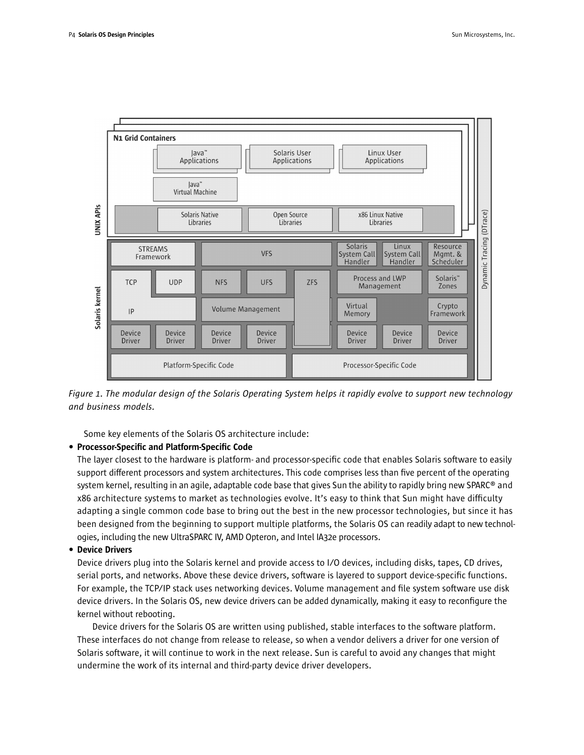*Figure 1. The modular design of the Solaris Operating System helps it rapidly evolve to support new technology and business models.*

Some key elements of the Solaris OS architecture include:

- **Processor-Specific and Platform-Specific Code**

  The layer closest to the hardware is platform- and processor-specific code that enables Solaris software to easily support different processors and system architectures. This code comprises less than five percent of the operating system kernel, resulting in an agile, adaptable code base that gives Sun the ability to rapidly bring new SPARC® and x86 architecture systems to market as technologies evolve. It's easy to think that Sun might have difficulty adapting a single common code base to bring out the best in the new processor technologies, but since it has been designed from the beginning to support multiple platforms, the Solaris OS can readily adapt to new technologies, including the new UltraSPARC IV, AMD Opteron, and Intel IA32e processors.

- **Device Drivers**

  Device drivers plug into the Solaris kernel and provide access to I/O devices, including disks, tapes, CD drives, serial ports, and networks. Above these device drivers, software is layered to support device-specific functions. For example, the TCP/IP stack uses networking devices. Volume management and file system software use disk device drivers. In the Solaris OS, new device drivers can be added dynamically, making it easy to reconfigure the kernel without rebooting.

  Device drivers for the Solaris OS are written using published, stable interfaces to the software platform. These interfaces do not change from release to release, so when a vendor delivers a driver for one version of Solaris software, it will continue to work in the next release. Sun is careful to avoid any changes that might undermine the work of its internal and third-party device driver developers.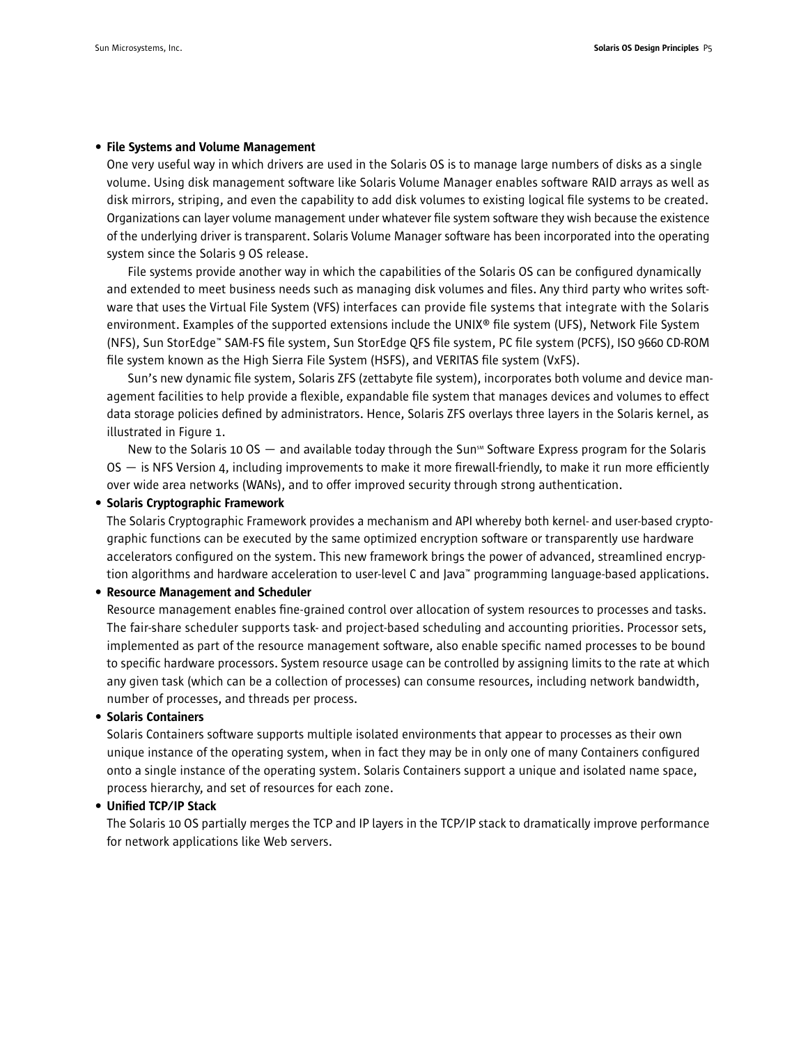- **File Systems and Volume Management**

  One very useful way in which drivers are used in the Solaris OS is to manage large numbers of disks as a single volume. Using disk management software like Solaris Volume Manager enables software RAID arrays as well as disk mirrors, striping, and even the capability to add disk volumes to existing logical file systems to be created. Organizations can layer volume management under whatever file system software they wish because the existence of the underlying driver is transparent. Solaris Volume Manager software has been incorporated into the operating system since the Solaris 9 OS release.

  File systems provide another way in which the capabilities of the Solaris OS can be configured dynamically and extended to meet business needs such as managing disk volumes and files. Any third party who writes software that uses the Virtual File System (VFS) interfaces can provide file systems that integrate with the Solaris environment. Examples of the supported extensions include the UNIX® file system (UFS), Network File System (NFS), Sun StorEdge™ SAM-FS file system, Sun StorEdge QFS file system, PC file system (PCFS), ISO 9660 CD-ROM file system known as the High Sierra File System (HSFS), and VERITAS file system (VxFS).

  Sun's new dynamic file system, Solaris ZFS (zettabyte file system), incorporates both volume and device management facilities to help provide a flexible, expandable file system that manages devices and volumes to effect data storage policies defined by administrators. Hence, Solaris ZFS overlays three layers in the Solaris kernel, as illustrated in Figure 1.

  New to the Solaris 10 OS — and available today through the Sun℠ Software Express program for the Solaris OS — is NFS Version 4, including improvements to make it more firewall-friendly, to make it run more efficiently over wide area networks (WANs), and to offer improved security through strong authentication.

- **Solaris Cryptographic Framework**

  The Solaris Cryptographic Framework provides a mechanism and API whereby both kernel- and user-based cryptographic functions can be executed by the same optimized encryption software or transparently use hardware accelerators configured on the system. This new framework brings the power of advanced, streamlined encryption algorithms and hardware acceleration to user-level C and Java™ programming language-based applications.

- **Resource Management and Scheduler**

  Resource management enables fine-grained control over allocation of system resources to processes and tasks. The fair-share scheduler supports task- and project-based scheduling and accounting priorities. Processor sets, implemented as part of the resource management software, also enable specific named processes to be bound to specific hardware processors. System resource usage can be controlled by assigning limits to the rate at which any given task (which can be a collection of processes) can consume resources, including network bandwidth, number of processes, and threads per process.

- **Solaris Containers**

  Solaris Containers software supports multiple isolated environments that appear to processes as their own unique instance of the operating system, when in fact they may be in only one of many Containers configured onto a single instance of the operating system. Solaris Containers support a unique and isolated name space, process hierarchy, and set of resources for each zone.

- **Unified TCP/IP Stack**

  The Solaris 10 OS partially merges the TCP and IP layers in the TCP/IP stack to dramatically improve performance for network applications like Web servers.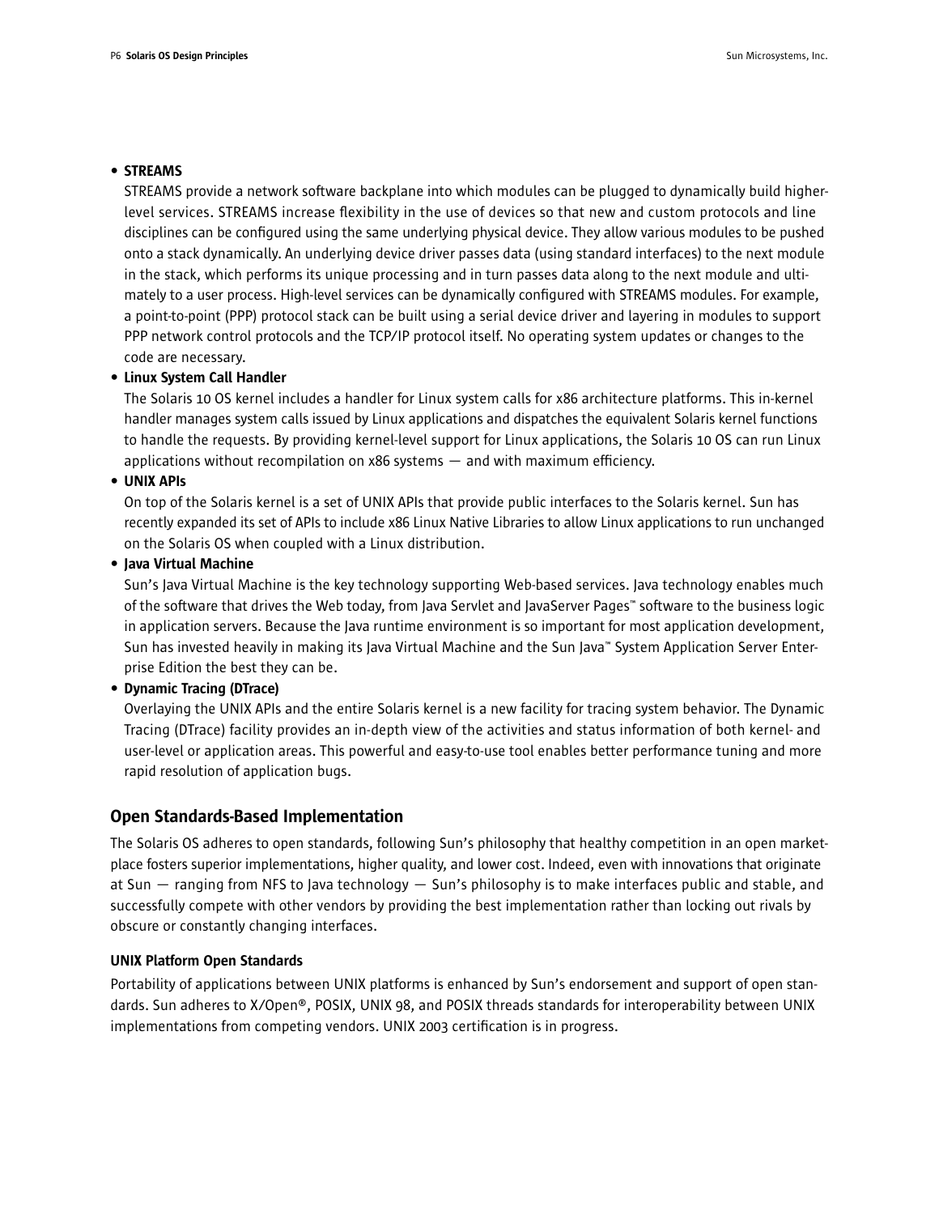- **STREAMS**

  STREAMS provide a network software backplane into which modules can be plugged to dynamically build higher-level services. STREAMS increase flexibility in the use of devices so that new and custom protocols and line disciplines can be configured using the same underlying physical device. They allow various modules to be pushed onto a stack dynamically. An underlying device driver passes data (using standard interfaces) to the next module in the stack, which performs its unique processing and in turn passes data along to the next module and ultimately to a user process. High-level services can be dynamically configured with STREAMS modules. For example, a point-to-point (PPP) protocol stack can be built using a serial device driver and layering in modules to support PPP network control protocols and the TCP/IP protocol itself. No operating system updates or changes to the code are necessary.

- **Linux System Call Handler**

  The Solaris 10 OS kernel includes a handler for Linux system calls for x86 architecture platforms. This in-kernel handler manages system calls issued by Linux applications and dispatches the equivalent Solaris kernel functions to handle the requests. By providing kernel-level support for Linux applications, the Solaris 10 OS can run Linux applications without recompilation on x86 systems — and with maximum efficiency.

- **UNIX APIs**

  On top of the Solaris kernel is a set of UNIX APIs that provide public interfaces to the Solaris kernel. Sun has recently expanded its set of APIs to include x86 Linux Native Libraries to allow Linux applications to run unchanged on the Solaris OS when coupled with a Linux distribution.

- **Java Virtual Machine**

  Sun's Java Virtual Machine is the key technology supporting Web-based services. Java technology enables much of the software that drives the Web today, from Java Servlet and JavaServer Pages™ software to the business logic in application servers. Because the Java runtime environment is so important for most application development, Sun has invested heavily in making its Java Virtual Machine and the Sun Java™ System Application Server Enterprise Edition the best they can be.

- **Dynamic Tracing (DTrace)**

  Overlaying the UNIX APIs and the entire Solaris kernel is a new facility for tracing system behavior. The Dynamic Tracing (DTrace) facility provides an in-depth view of the activities and status information of both kernel- and user-level or application areas. This powerful and easy-to-use tool enables better performance tuning and more rapid resolution of application bugs.

## Open Standards-Based Implementation

The Solaris OS adheres to open standards, following Sun's philosophy that healthy competition in an open marketplace fosters superior implementations, higher quality, and lower cost. Indeed, even with innovations that originate at Sun — ranging from NFS to Java technology — Sun's philosophy is to make interfaces public and stable, and successfully compete with other vendors by providing the best implementation rather than locking out rivals by obscure or constantly changing interfaces.

### UNIX Platform Open Standards

Portability of applications between UNIX platforms is enhanced by Sun's endorsement and support of open standards. Sun adheres to X/Open®, POSIX, UNIX 98, and POSIX threads standards for interoperability between UNIX implementations from competing vendors. UNIX 2003 certification is in progress.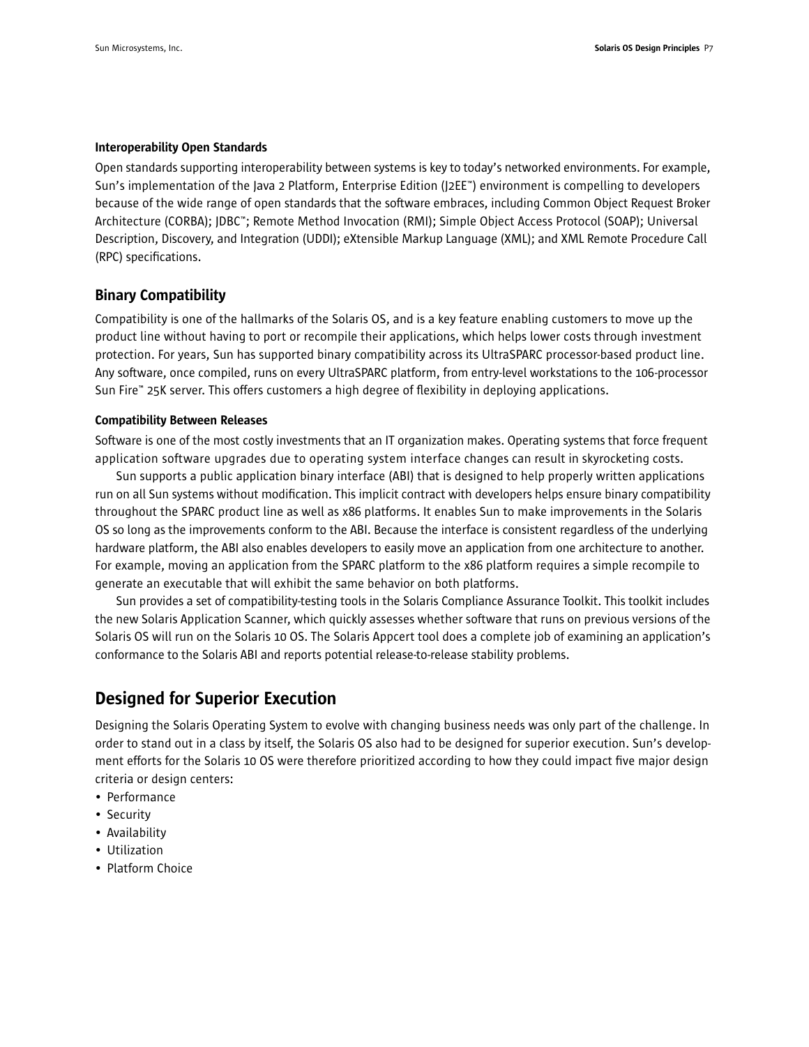### Interoperability Open Standards

Open standards supporting interoperability between systems is key to today's networked environments. For example, Sun's implementation of the Java 2 Platform, Enterprise Edition (J2EE™) environment is compelling to developers because of the wide range of open standards that the software embraces, including Common Object Request Broker Architecture (CORBA); JDBC™; Remote Method Invocation (RMI); Simple Object Access Protocol (SOAP); Universal Description, Discovery, and Integration (UDDI); eXtensible Markup Language (XML); and XML Remote Procedure Call (RPC) specifications.

## Binary Compatibility

Compatibility is one of the hallmarks of the Solaris OS, and is a key feature enabling customers to move up the product line without having to port or recompile their applications, which helps lower costs through investment protection. For years, Sun has supported binary compatibility across its UltraSPARC processor-based product line. Any software, once compiled, runs on every UltraSPARC platform, from entry-level workstations to the 106-processor Sun Fire™ 25K server. This offers customers a high degree of flexibility in deploying applications.

### Compatibility Between Releases

Software is one of the most costly investments that an IT organization makes. Operating systems that force frequent application software upgrades due to operating system interface changes can result in skyrocketing costs.

Sun supports a public application binary interface (ABI) that is designed to help properly written applications run on all Sun systems without modification. This implicit contract with developers helps ensure binary compatibility throughout the SPARC product line as well as x86 platforms. It enables Sun to make improvements in the Solaris OS so long as the improvements conform to the ABI. Because the interface is consistent regardless of the underlying hardware platform, the ABI also enables developers to easily move an application from one architecture to another. For example, moving an application from the SPARC platform to the x86 platform requires a simple recompile to generate an executable that will exhibit the same behavior on both platforms.

Sun provides a set of compatibility-testing tools in the Solaris Compliance Assurance Toolkit. This toolkit includes the new Solaris Application Scanner, which quickly assesses whether software that runs on previous versions of the Solaris OS will run on the Solaris 10 OS. The Solaris Appcert tool does a complete job of examining an application's conformance to the Solaris ABI and reports potential release-to-release stability problems.

# Designed for Superior Execution

Designing the Solaris Operating System to evolve with changing business needs was only part of the challenge. In order to stand out in a class by itself, the Solaris OS also had to be designed for superior execution. Sun's development efforts for the Solaris 10 OS were therefore prioritized according to how they could impact five major design criteria or design centers:

- Performance
- Security
- Availability
- Utilization
- Platform Choice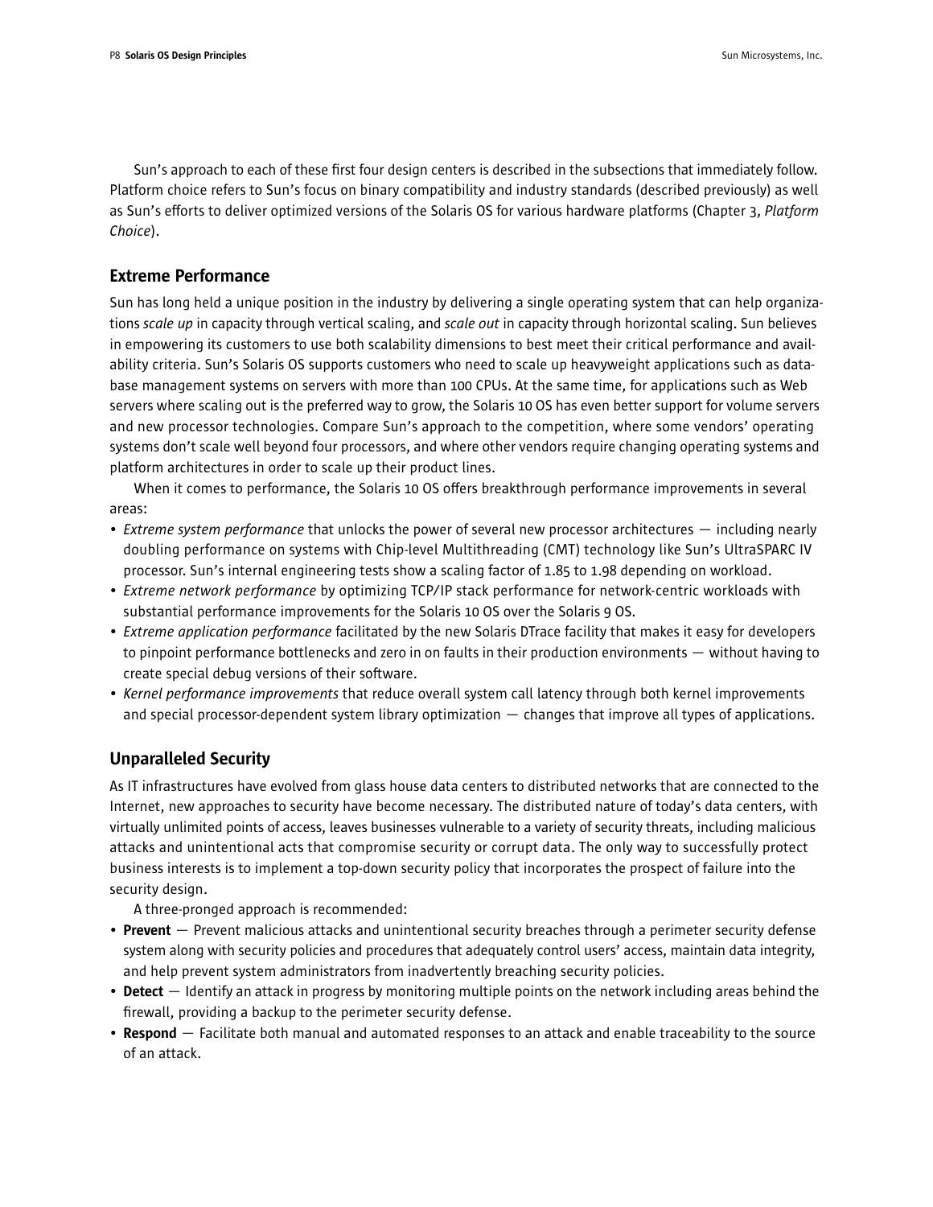Sun's approach to each of these first four design centers is described in the subsections that immediately follow. Platform choice refers to Sun's focus on binary compatibility and industry standards (described previously) as well as Sun's efforts to deliver optimized versions of the Solaris OS for various hardware platforms (Chapter 3, *Platform Choice*).

## Extreme Performance

Sun has long held a unique position in the industry by delivering a single operating system that can help organizations *scale up* in capacity through vertical scaling, and *scale out* in capacity through horizontal scaling. Sun believes in empowering its customers to use both scalability dimensions to best meet their critical performance and availability criteria. Sun's Solaris OS supports customers who need to scale up heavyweight applications such as database management systems on servers with more than 100 CPUs. At the same time, for applications such as Web servers where scaling out is the preferred way to grow, the Solaris 10 OS has even better support for volume servers and new processor technologies. Compare Sun's approach to the competition, where some vendors' operating systems don't scale well beyond four processors, and where other vendors require changing operating systems and platform architectures in order to scale up their product lines.

When it comes to performance, the Solaris 10 OS offers breakthrough performance improvements in several areas:

- *Extreme system performance* that unlocks the power of several new processor architectures — including nearly doubling performance on systems with Chip-level Multithreading (CMT) technology like Sun's UltraSPARC IV processor. Sun's internal engineering tests show a scaling factor of 1.85 to 1.98 depending on workload.
- *Extreme network performance* by optimizing TCP/IP stack performance for network-centric workloads with substantial performance improvements for the Solaris 10 OS over the Solaris 9 OS.
- *Extreme application performance* facilitated by the new Solaris DTrace facility that makes it easy for developers to pinpoint performance bottlenecks and zero in on faults in their production environments — without having to create special debug versions of their software.
- *Kernel performance improvements* that reduce overall system call latency through both kernel improvements and special processor-dependent system library optimization — changes that improve all types of applications.

## Unparalleled Security

As IT infrastructures have evolved from glass house data centers to distributed networks that are connected to the Internet, new approaches to security have become necessary. The distributed nature of today's data centers, with virtually unlimited points of access, leaves businesses vulnerable to a variety of security threats, including malicious attacks and unintentional acts that compromise security or corrupt data. The only way to successfully protect business interests is to implement a top-down security policy that incorporates the prospect of failure into the security design.

A three-pronged approach is recommended:

- **Prevent** — Prevent malicious attacks and unintentional security breaches through a perimeter security defense system along with security policies and procedures that adequately control users' access, maintain data integrity, and help prevent system administrators from inadvertently breaching security policies.
- **Detect** — Identify an attack in progress by monitoring multiple points on the network including areas behind the firewall, providing a backup to the perimeter security defense.
- **Respond** — Facilitate both manual and automated responses to an attack and enable traceability to the source of an attack.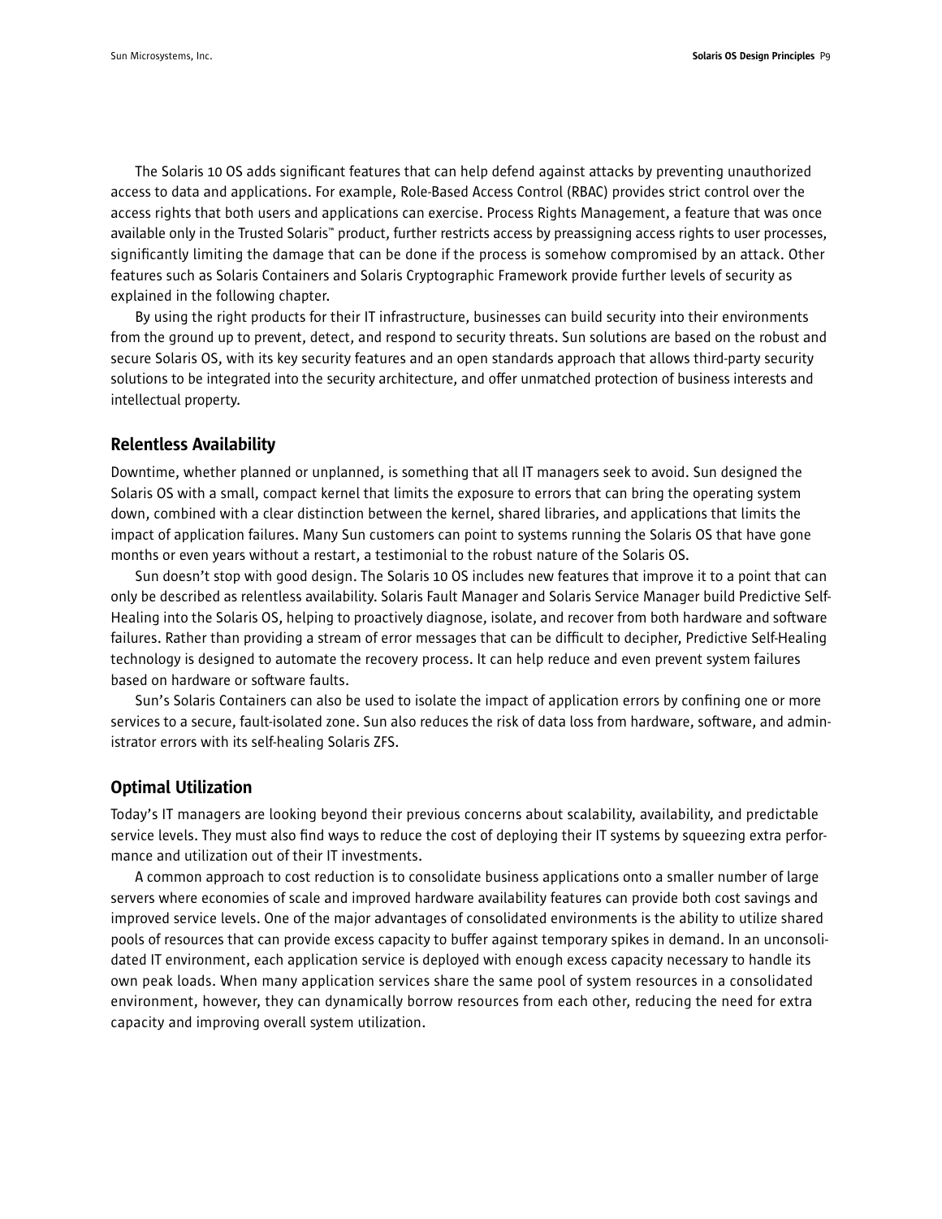The Solaris 10 OS adds significant features that can help defend against attacks by preventing unauthorized access to data and applications. For example, Role-Based Access Control (RBAC) provides strict control over the access rights that both users and applications can exercise. Process Rights Management, a feature that was once available only in the Trusted Solaris™ product, further restricts access by preassigning access rights to user processes, significantly limiting the damage that can be done if the process is somehow compromised by an attack. Other features such as Solaris Containers and Solaris Cryptographic Framework provide further levels of security as explained in the following chapter.

By using the right products for their IT infrastructure, businesses can build security into their environments from the ground up to prevent, detect, and respond to security threats. Sun solutions are based on the robust and secure Solaris OS, with its key security features and an open standards approach that allows third-party security solutions to be integrated into the security architecture, and offer unmatched protection of business interests and intellectual property.

## Relentless Availability

Downtime, whether planned or unplanned, is something that all IT managers seek to avoid. Sun designed the Solaris OS with a small, compact kernel that limits the exposure to errors that can bring the operating system down, combined with a clear distinction between the kernel, shared libraries, and applications that limits the impact of application failures. Many Sun customers can point to systems running the Solaris OS that have gone months or even years without a restart, a testimonial to the robust nature of the Solaris OS.

Sun doesn't stop with good design. The Solaris 10 OS includes new features that improve it to a point that can only be described as relentless availability. Solaris Fault Manager and Solaris Service Manager build Predictive Self-Healing into the Solaris OS, helping to proactively diagnose, isolate, and recover from both hardware and software failures. Rather than providing a stream of error messages that can be difficult to decipher, Predictive Self-Healing technology is designed to automate the recovery process. It can help reduce and even prevent system failures based on hardware or software faults.

Sun's Solaris Containers can also be used to isolate the impact of application errors by confining one or more services to a secure, fault-isolated zone. Sun also reduces the risk of data loss from hardware, software, and administrator errors with its self-healing Solaris ZFS.

## Optimal Utilization

Today's IT managers are looking beyond their previous concerns about scalability, availability, and predictable service levels. They must also find ways to reduce the cost of deploying their IT systems by squeezing extra performance and utilization out of their IT investments.

A common approach to cost reduction is to consolidate business applications onto a smaller number of large servers where economies of scale and improved hardware availability features can provide both cost savings and improved service levels. One of the major advantages of consolidated environments is the ability to utilize shared pools of resources that can provide excess capacity to buffer against temporary spikes in demand. In an unconsolidated IT environment, each application service is deployed with enough excess capacity necessary to handle its own peak loads. When many application services share the same pool of system resources in a consolidated environment, however, they can dynamically borrow resources from each other, reducing the need for extra capacity and improving overall system utilization.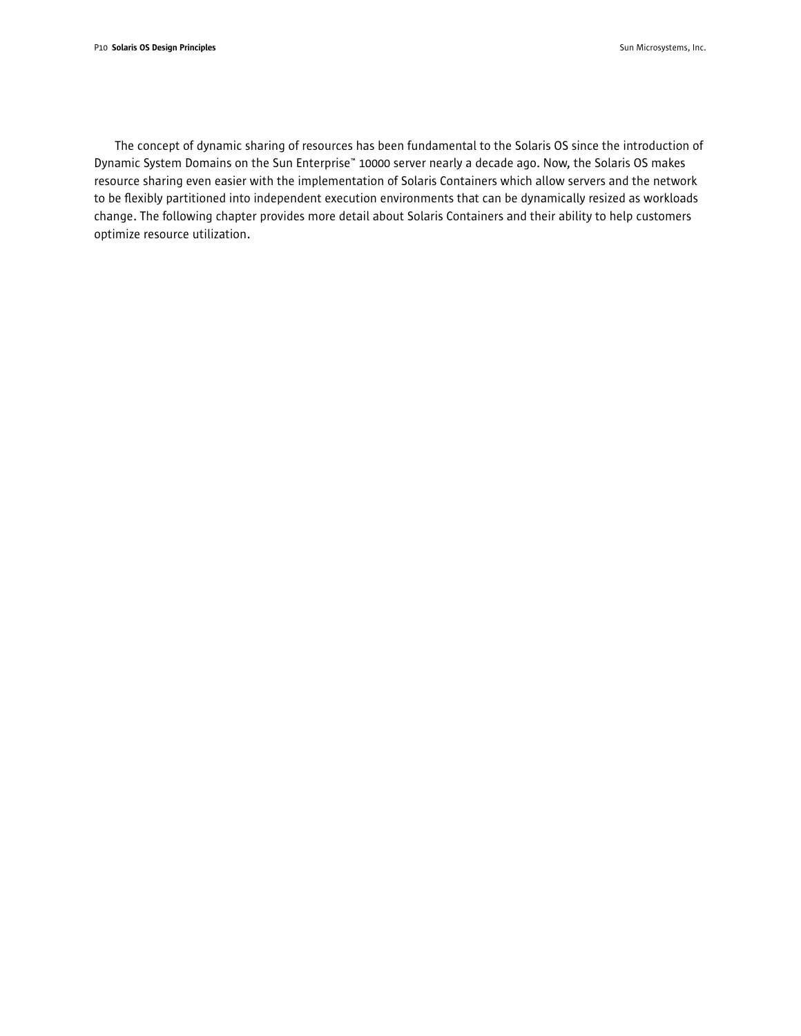The concept of dynamic sharing of resources has been fundamental to the Solaris OS since the introduction of Dynamic System Domains on the Sun Enterprise™ 10000 server nearly a decade ago. Now, the Solaris OS makes resource sharing even easier with the implementation of Solaris Containers which allow servers and the network to be flexibly partitioned into independent execution environments that can be dynamically resized as workloads change. The following chapter provides more detail about Solaris Containers and their ability to help customers optimize resource utilization.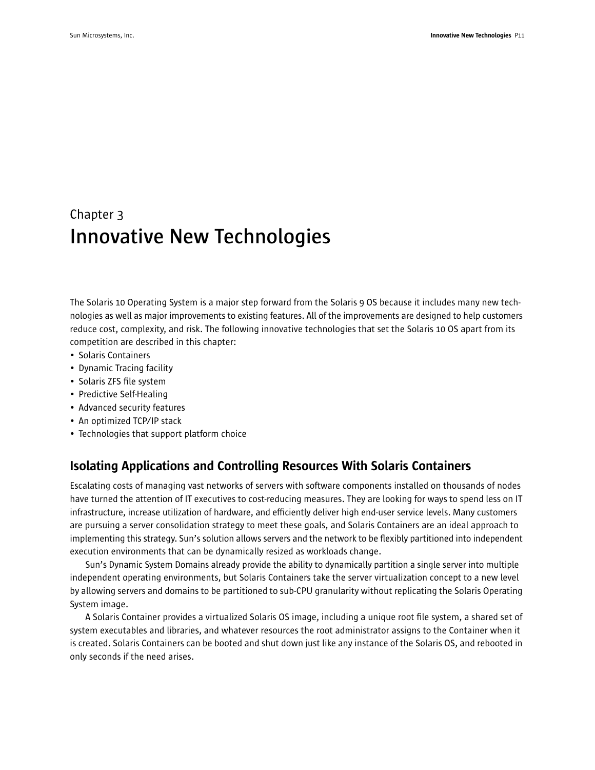Chapter 3

# Innovative New Technologies

The Solaris 10 Operating System is a major step forward from the Solaris 9 OS because it includes many new technologies as well as major improvements to existing features. All of the improvements are designed to help customers reduce cost, complexity, and risk. The following innovative technologies that set the Solaris 10 OS apart from its competition are described in this chapter:

- Solaris Containers
- Dynamic Tracing facility
- Solaris ZFS file system
- Predictive Self-Healing
- Advanced security features
- An optimized TCP/IP stack
- Technologies that support platform choice

## Isolating Applications and Controlling Resources With Solaris Containers

Escalating costs of managing vast networks of servers with software components installed on thousands of nodes have turned the attention of IT executives to cost-reducing measures. They are looking for ways to spend less on IT infrastructure, increase utilization of hardware, and efficiently deliver high end-user service levels. Many customers are pursuing a server consolidation strategy to meet these goals, and Solaris Containers are an ideal approach to implementing this strategy. Sun's solution allows servers and the network to be flexibly partitioned into independent execution environments that can be dynamically resized as workloads change.

Sun's Dynamic System Domains already provide the ability to dynamically partition a single server into multiple independent operating environments, but Solaris Containers take the server virtualization concept to a new level by allowing servers and domains to be partitioned to sub-CPU granularity without replicating the Solaris Operating System image.

A Solaris Container provides a virtualized Solaris OS image, including a unique root file system, a shared set of system executables and libraries, and whatever resources the root administrator assigns to the Container when it is created. Solaris Containers can be booted and shut down just like any instance of the Solaris OS, and rebooted in only seconds if the need arises.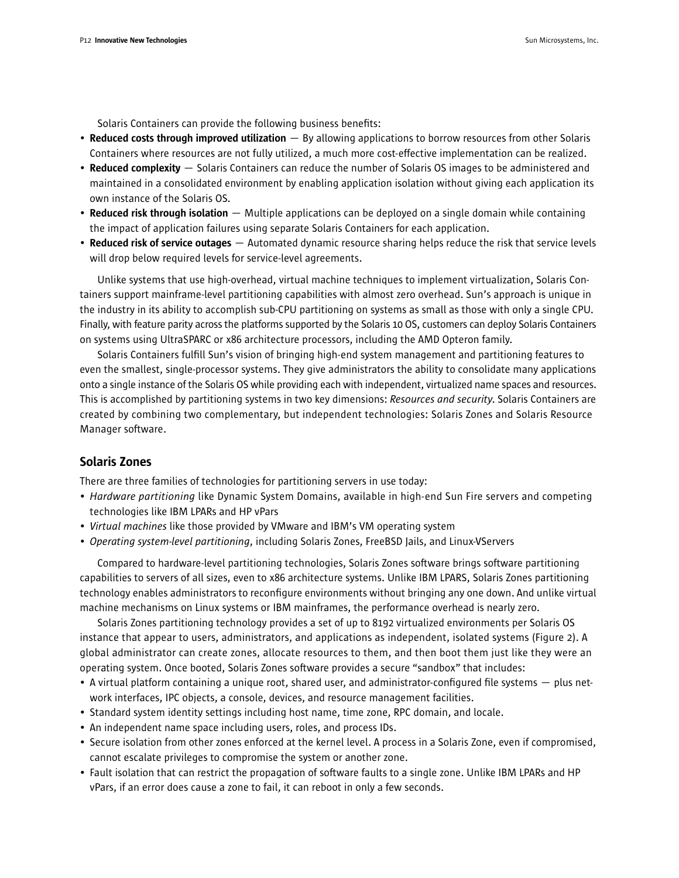Solaris Containers can provide the following business benefits:

- **Reduced costs through improved utilization** — By allowing applications to borrow resources from other Solaris Containers where resources are not fully utilized, a much more cost-effective implementation can be realized.
- **Reduced complexity** — Solaris Containers can reduce the number of Solaris OS images to be administered and maintained in a consolidated environment by enabling application isolation without giving each application its own instance of the Solaris OS.
- **Reduced risk through isolation** — Multiple applications can be deployed on a single domain while containing the impact of application failures using separate Solaris Containers for each application.
- **Reduced risk of service outages** — Automated dynamic resource sharing helps reduce the risk that service levels will drop below required levels for service-level agreements.

Unlike systems that use high-overhead, virtual machine techniques to implement virtualization, Solaris Containers support mainframe-level partitioning capabilities with almost zero overhead. Sun's approach is unique in the industry in its ability to accomplish sub-CPU partitioning on systems as small as those with only a single CPU. Finally, with feature parity across the platforms supported by the Solaris 10 OS, customers can deploy Solaris Containers on systems using UltraSPARC or x86 architecture processors, including the AMD Opteron family.

Solaris Containers fulfill Sun's vision of bringing high-end system management and partitioning features to even the smallest, single-processor systems. They give administrators the ability to consolidate many applications onto a single instance of the Solaris OS while providing each with independent, virtualized name spaces and resources. This is accomplished by partitioning systems in two key dimensions: *Resources and security*. Solaris Containers are created by combining two complementary, but independent technologies: Solaris Zones and Solaris Resource Manager software.

## Solaris Zones

There are three families of technologies for partitioning servers in use today:

- *Hardware partitioning* like Dynamic System Domains, available in high-end Sun Fire servers and competing technologies like IBM LPARs and HP vPars
- *Virtual machines* like those provided by VMware and IBM's VM operating system
- *Operating system-level partitioning*, including Solaris Zones, FreeBSD Jails, and Linux-VServers

Compared to hardware-level partitioning technologies, Solaris Zones software brings software partitioning capabilities to servers of all sizes, even to x86 architecture systems. Unlike IBM LPARS, Solaris Zones partitioning technology enables administrators to reconfigure environments without bringing any one down. And unlike virtual machine mechanisms on Linux systems or IBM mainframes, the performance overhead is nearly zero.

Solaris Zones partitioning technology provides a set of up to 8192 virtualized environments per Solaris OS instance that appear to users, administrators, and applications as independent, isolated systems (Figure 2). A global administrator can create zones, allocate resources to them, and then boot them just like they were an operating system. Once booted, Solaris Zones software provides a secure "sandbox" that includes:

- A virtual platform containing a unique root, shared user, and administrator-configured file systems — plus network interfaces, IPC objects, a console, devices, and resource management facilities.
- Standard system identity settings including host name, time zone, RPC domain, and locale.
- An independent name space including users, roles, and process IDs.
- Secure isolation from other zones enforced at the kernel level. A process in a Solaris Zone, even if compromised, cannot escalate privileges to compromise the system or another zone.
- Fault isolation that can restrict the propagation of software faults to a single zone. Unlike IBM LPARs and HP vPars, if an error does cause a zone to fail, it can reboot in only a few seconds.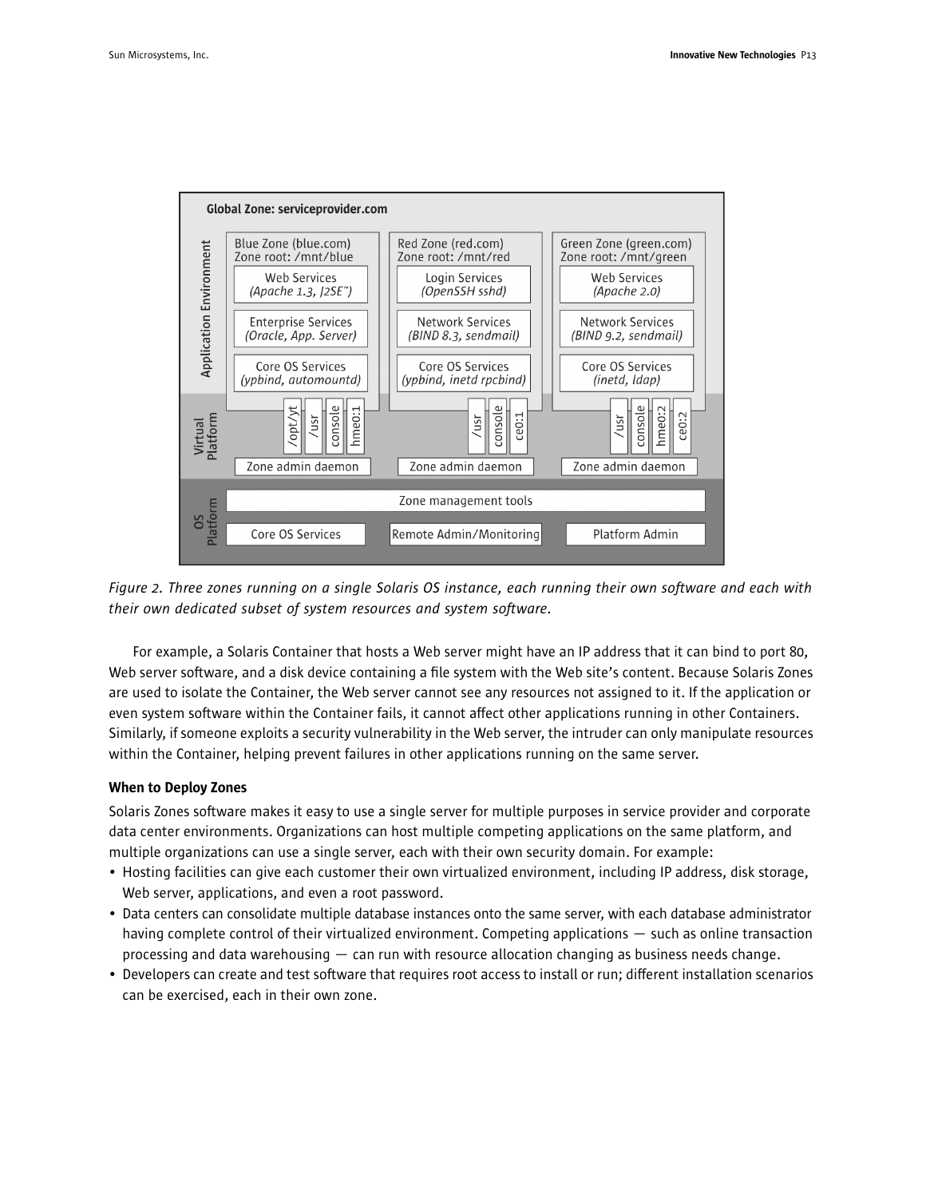*Figure 2. Three zones running on a single Solaris OS instance, each running their own software and each with their own dedicated subset of system resources and system software.*

For example, a Solaris Container that hosts a Web server might have an IP address that it can bind to port 80, Web server software, and a disk device containing a file system with the Web site's content. Because Solaris Zones are used to isolate the Container, the Web server cannot see any resources not assigned to it. If the application or even system software within the Container fails, it cannot affect other applications running in other Containers. Similarly, if someone exploits a security vulnerability in the Web server, the intruder can only manipulate resources within the Container, helping prevent failures in other applications running on the same server.

### When to Deploy Zones

Solaris Zones software makes it easy to use a single server for multiple purposes in service provider and corporate data center environments. Organizations can host multiple competing applications on the same platform, and multiple organizations can use a single server, each with their own security domain. For example:

- Hosting facilities can give each customer their own virtualized environment, including IP address, disk storage, Web server, applications, and even a root password.
- Data centers can consolidate multiple database instances onto the same server, with each database administrator having complete control of their virtualized environment. Competing applications — such as online transaction processing and data warehousing — can run with resource allocation changing as business needs change.
- Developers can create and test software that requires root access to install or run; different installation scenarios can be exercised, each in their own zone.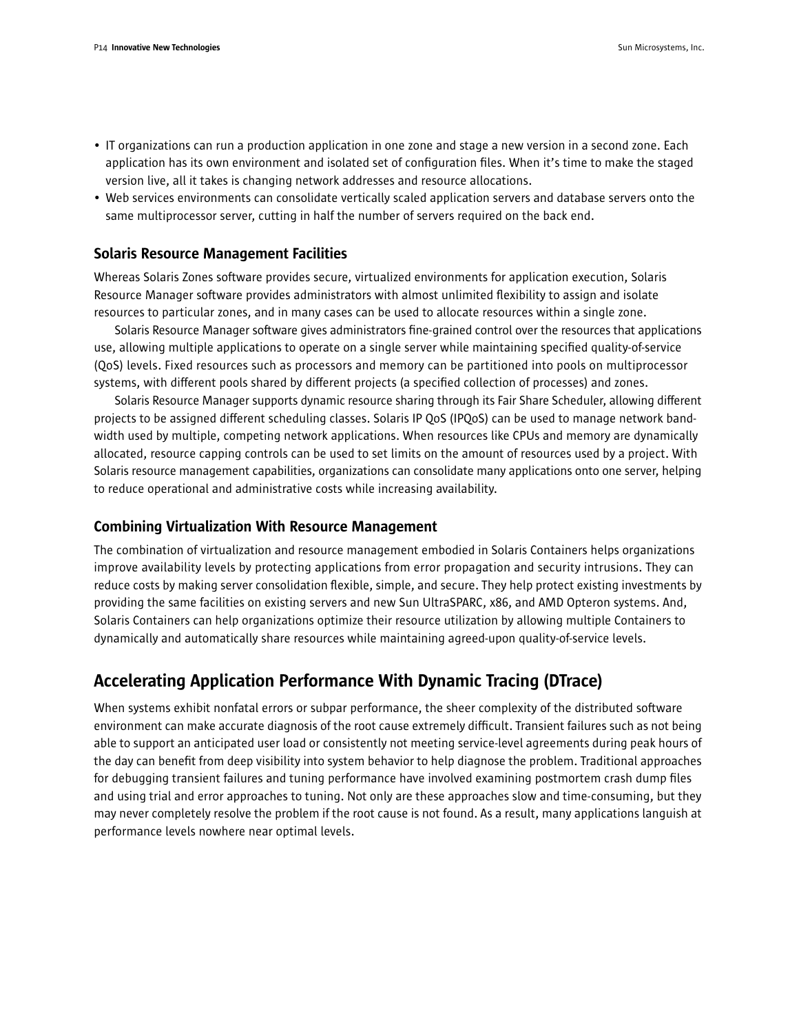- IT organizations can run a production application in one zone and stage a new version in a second zone. Each application has its own environment and isolated set of configuration files. When it's time to make the staged version live, all it takes is changing network addresses and resource allocations.
- Web services environments can consolidate vertically scaled application servers and database servers onto the same multiprocessor server, cutting in half the number of servers required on the back end.

### Solaris Resource Management Facilities

Whereas Solaris Zones software provides secure, virtualized environments for application execution, Solaris Resource Manager software provides administrators with almost unlimited flexibility to assign and isolate resources to particular zones, and in many cases can be used to allocate resources within a single zone.

Solaris Resource Manager software gives administrators fine-grained control over the resources that applications use, allowing multiple applications to operate on a single server while maintaining specified quality-of-service (QoS) levels. Fixed resources such as processors and memory can be partitioned into pools on multiprocessor systems, with different pools shared by different projects (a specified collection of processes) and zones.

Solaris Resource Manager supports dynamic resource sharing through its Fair Share Scheduler, allowing different projects to be assigned different scheduling classes. Solaris IP QoS (IPQoS) can be used to manage network bandwidth used by multiple, competing network applications. When resources like CPUs and memory are dynamically allocated, resource capping controls can be used to set limits on the amount of resources used by a project. With Solaris resource management capabilities, organizations can consolidate many applications onto one server, helping to reduce operational and administrative costs while increasing availability.

### Combining Virtualization With Resource Management

The combination of virtualization and resource management embodied in Solaris Containers helps organizations improve availability levels by protecting applications from error propagation and security intrusions. They can reduce costs by making server consolidation flexible, simple, and secure. They help protect existing investments by providing the same facilities on existing servers and new Sun UltraSPARC, x86, and AMD Opteron systems. And, Solaris Containers can help organizations optimize their resource utilization by allowing multiple Containers to dynamically and automatically share resources while maintaining agreed-upon quality-of-service levels.

## Accelerating Application Performance With Dynamic Tracing (DTrace)

When systems exhibit nonfatal errors or subpar performance, the sheer complexity of the distributed software environment can make accurate diagnosis of the root cause extremely difficult. Transient failures such as not being able to support an anticipated user load or consistently not meeting service-level agreements during peak hours of the day can benefit from deep visibility into system behavior to help diagnose the problem. Traditional approaches for debugging transient failures and tuning performance have involved examining postmortem crash dump files and using trial and error approaches to tuning. Not only are these approaches slow and time-consuming, but they may never completely resolve the problem if the root cause is not found. As a result, many applications languish at performance levels nowhere near optimal levels.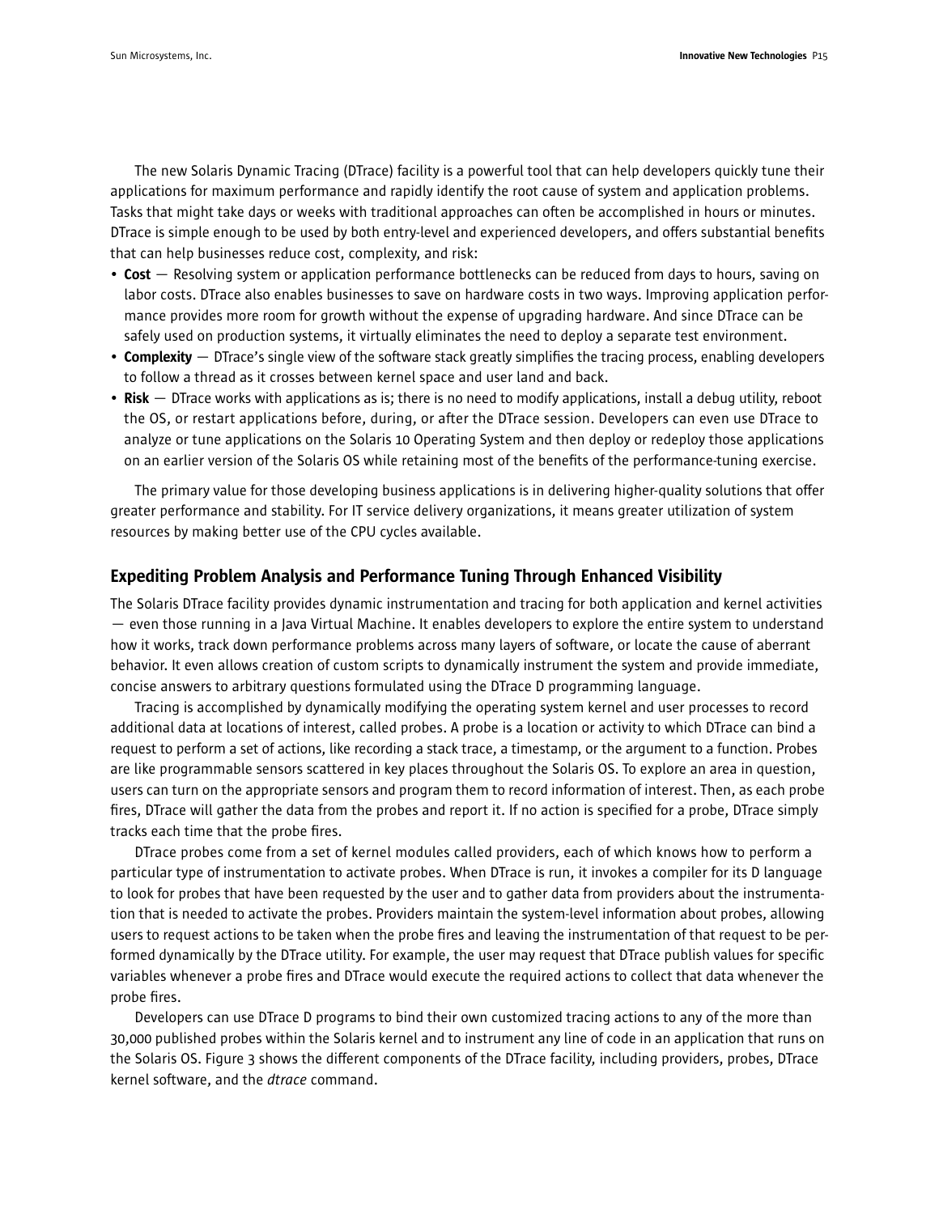The new Solaris Dynamic Tracing (DTrace) facility is a powerful tool that can help developers quickly tune their applications for maximum performance and rapidly identify the root cause of system and application problems. Tasks that might take days or weeks with traditional approaches can often be accomplished in hours or minutes. DTrace is simple enough to be used by both entry-level and experienced developers, and offers substantial benefits that can help businesses reduce cost, complexity, and risk:

- **Cost** — Resolving system or application performance bottlenecks can be reduced from days to hours, saving on labor costs. DTrace also enables businesses to save on hardware costs in two ways. Improving application performance provides more room for growth without the expense of upgrading hardware. And since DTrace can be safely used on production systems, it virtually eliminates the need to deploy a separate test environment.
- **Complexity** — DTrace's single view of the software stack greatly simplifies the tracing process, enabling developers to follow a thread as it crosses between kernel space and user land and back.
- **Risk** — DTrace works with applications as is; there is no need to modify applications, install a debug utility, reboot the OS, or restart applications before, during, or after the DTrace session. Developers can even use DTrace to analyze or tune applications on the Solaris 10 Operating System and then deploy or redeploy those applications on an earlier version of the Solaris OS while retaining most of the benefits of the performance-tuning exercise.

The primary value for those developing business applications is in delivering higher-quality solutions that offer greater performance and stability. For IT service delivery organizations, it means greater utilization of system resources by making better use of the CPU cycles available.

## Expediting Problem Analysis and Performance Tuning Through Enhanced Visibility

The Solaris DTrace facility provides dynamic instrumentation and tracing for both application and kernel activities — even those running in a Java Virtual Machine. It enables developers to explore the entire system to understand how it works, track down performance problems across many layers of software, or locate the cause of aberrant behavior. It even allows creation of custom scripts to dynamically instrument the system and provide immediate, concise answers to arbitrary questions formulated using the DTrace D programming language.

Tracing is accomplished by dynamically modifying the operating system kernel and user processes to record additional data at locations of interest, called probes. A probe is a location or activity to which DTrace can bind a request to perform a set of actions, like recording a stack trace, a timestamp, or the argument to a function. Probes are like programmable sensors scattered in key places throughout the Solaris OS. To explore an area in question, users can turn on the appropriate sensors and program them to record information of interest. Then, as each probe fires, DTrace will gather the data from the probes and report it. If no action is specified for a probe, DTrace simply tracks each time that the probe fires.

DTrace probes come from a set of kernel modules called providers, each of which knows how to perform a particular type of instrumentation to activate probes. When DTrace is run, it invokes a compiler for its D language to look for probes that have been requested by the user and to gather data from providers about the instrumentation that is needed to activate the probes. Providers maintain the system-level information about probes, allowing users to request actions to be taken when the probe fires and leaving the instrumentation of that request to be performed dynamically by the DTrace utility. For example, the user may request that DTrace publish values for specific variables whenever a probe fires and DTrace would execute the required actions to collect that data whenever the probe fires.

Developers can use DTrace D programs to bind their own customized tracing actions to any of the more than 30,000 published probes within the Solaris kernel and to instrument any line of code in an application that runs on the Solaris OS. Figure 3 shows the different components of the DTrace facility, including providers, probes, DTrace kernel software, and the *dtrace* command.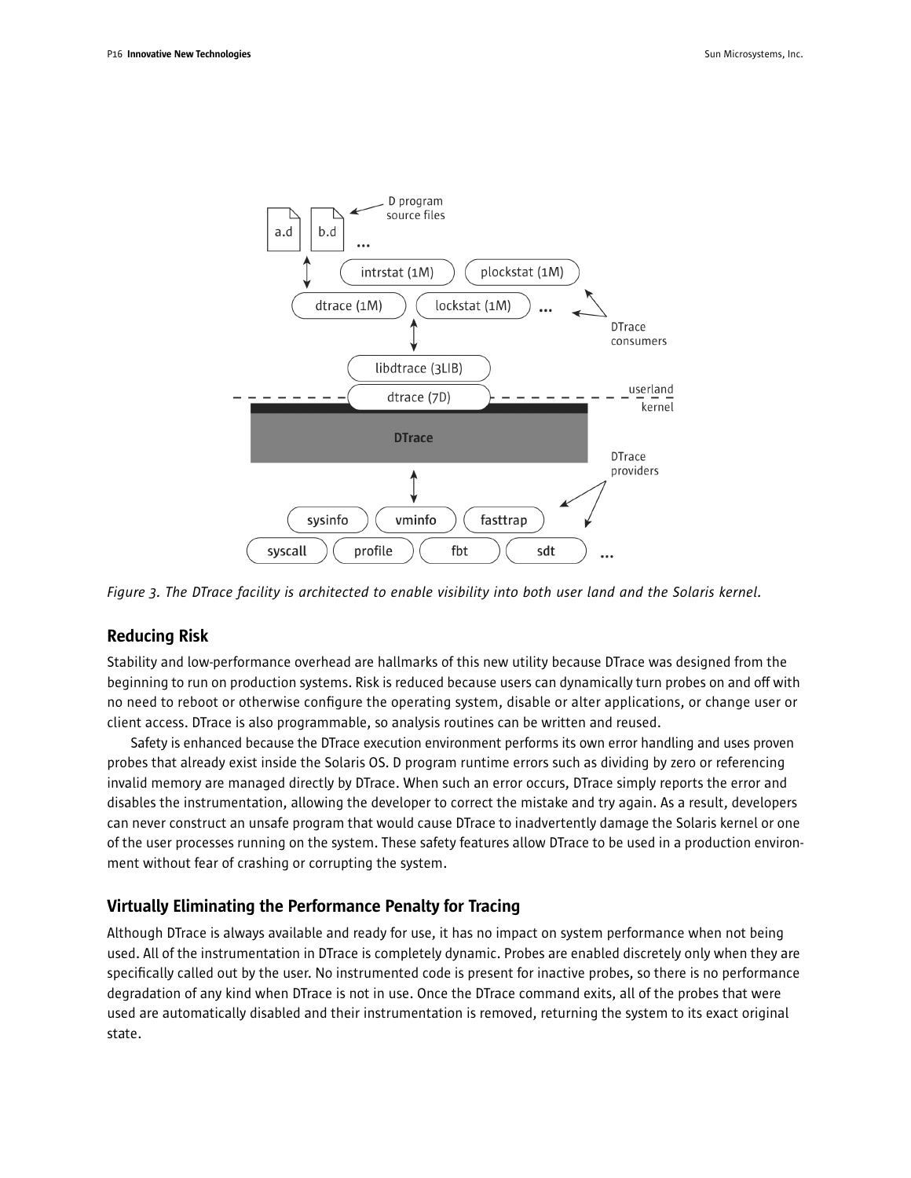*Figure 3. The DTrace facility is architected to enable visibility into both user land and the Solaris kernel.*

## Reducing Risk

Stability and low-performance overhead are hallmarks of this new utility because DTrace was designed from the beginning to run on production systems. Risk is reduced because users can dynamically turn probes on and off with no need to reboot or otherwise configure the operating system, disable or alter applications, or change user or client access. DTrace is also programmable, so analysis routines can be written and reused.

Safety is enhanced because the DTrace execution environment performs its own error handling and uses proven probes that already exist inside the Solaris OS. D program runtime errors such as dividing by zero or referencing invalid memory are managed directly by DTrace. When such an error occurs, DTrace simply reports the error and disables the instrumentation, allowing the developer to correct the mistake and try again. As a result, developers can never construct an unsafe program that would cause DTrace to inadvertently damage the Solaris kernel or one of the user processes running on the system. These safety features allow DTrace to be used in a production environment without fear of crashing or corrupting the system.

## Virtually Eliminating the Performance Penalty for Tracing

Although DTrace is always available and ready for use, it has no impact on system performance when not being used. All of the instrumentation in DTrace is completely dynamic. Probes are enabled discretely only when they are specifically called out by the user. No instrumented code is present for inactive probes, so there is no performance degradation of any kind when DTrace is not in use. Once the DTrace command exits, all of the probes that were used are automatically disabled and their instrumentation is removed, returning the system to its exact original state.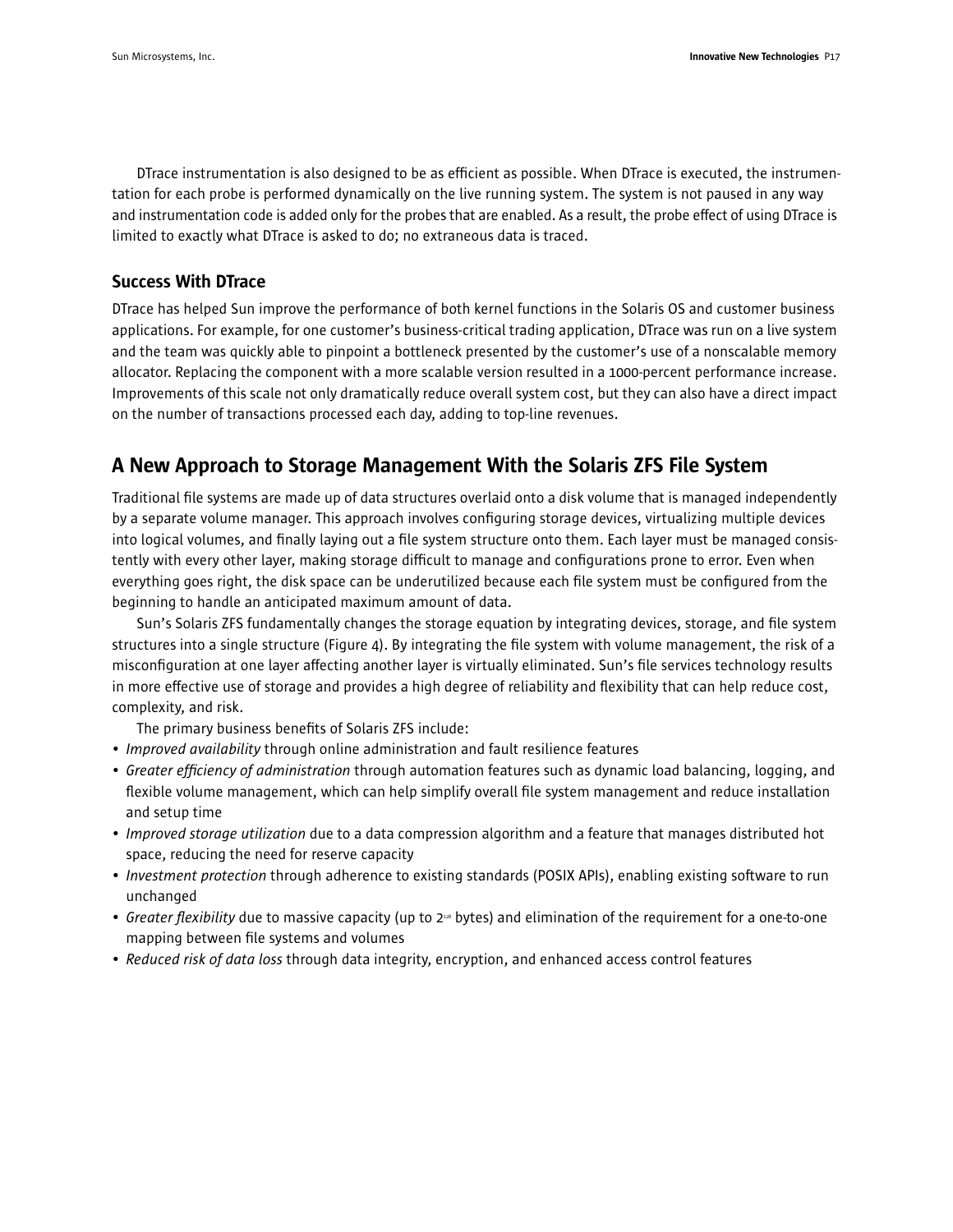DTrace instrumentation is also designed to be as efficient as possible. When DTrace is executed, the instrumentation for each probe is performed dynamically on the live running system. The system is not paused in any way and instrumentation code is added only for the probes that are enabled. As a result, the probe effect of using DTrace is limited to exactly what DTrace is asked to do; no extraneous data is traced.

### Success With DTrace

DTrace has helped Sun improve the performance of both kernel functions in the Solaris OS and customer business applications. For example, for one customer's business-critical trading application, DTrace was run on a live system and the team was quickly able to pinpoint a bottleneck presented by the customer's use of a nonscalable memory allocator. Replacing the component with a more scalable version resulted in a 1000-percent performance increase. Improvements of this scale not only dramatically reduce overall system cost, but they can also have a direct impact on the number of transactions processed each day, adding to top-line revenues.

## A New Approach to Storage Management With the Solaris ZFS File System

Traditional file systems are made up of data structures overlaid onto a disk volume that is managed independently by a separate volume manager. This approach involves configuring storage devices, virtualizing multiple devices into logical volumes, and finally laying out a file system structure onto them. Each layer must be managed consistently with every other layer, making storage difficult to manage and configurations prone to error. Even when everything goes right, the disk space can be underutilized because each file system must be configured from the beginning to handle an anticipated maximum amount of data.

Sun's Solaris ZFS fundamentally changes the storage equation by integrating devices, storage, and file system structures into a single structure (Figure 4). By integrating the file system with volume management, the risk of a misconfiguration at one layer affecting another layer is virtually eliminated. Sun's file services technology results in more effective use of storage and provides a high degree of reliability and flexibility that can help reduce cost, complexity, and risk.

The primary business benefits of Solaris ZFS include:

- *Improved availability* through online administration and fault resilience features
- *Greater efficiency of administration* through automation features such as dynamic load balancing, logging, and flexible volume management, which can help simplify overall file system management and reduce installation and setup time
- *Improved storage utilization* due to a data compression algorithm and a feature that manages distributed hot space, reducing the need for reserve capacity
- *Investment protection* through adherence to existing standards (POSIX APIs), enabling existing software to run unchanged
- *Greater flexibility* due to massive capacity (up to $2^{128}$ bytes) and elimination of the requirement for a one-to-one mapping between file systems and volumes
- *Reduced risk of data loss* through data integrity, encryption, and enhanced access control features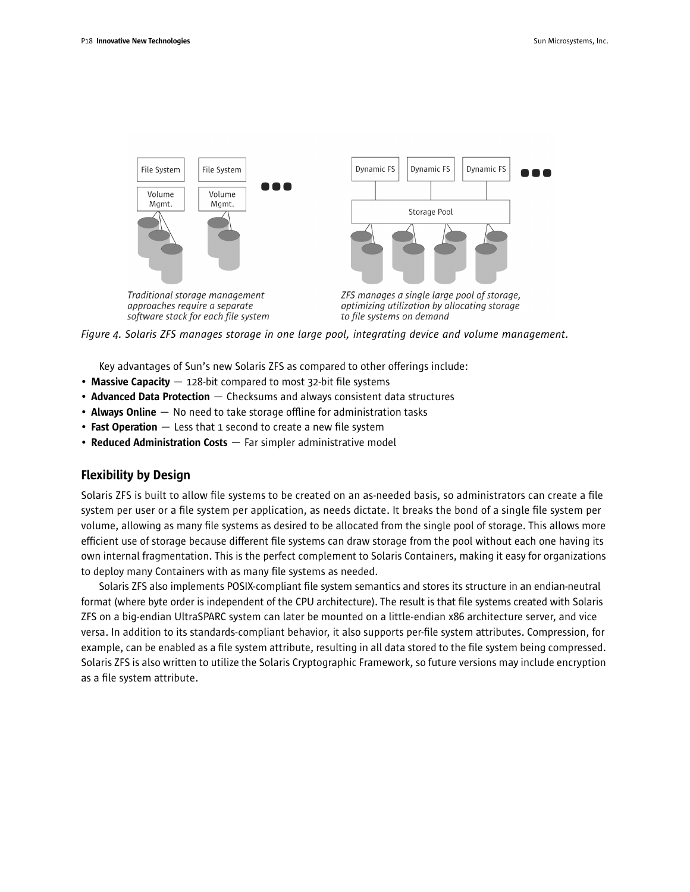Traditional storage management approaches require a separate software stack for each file system

ZFS manages a single large pool of storage, optimizing utilization by allocating storage to file systems on demand

*Figure 4. Solaris ZFS manages storage in one large pool, integrating device and volume management.*

Key advantages of Sun's new Solaris ZFS as compared to other offerings include:

- **Massive Capacity** — 128-bit compared to most 32-bit file systems
- **Advanced Data Protection** — Checksums and always consistent data structures
- **Always Online** — No need to take storage offline for administration tasks
- **Fast Operation** — Less that 1 second to create a new file system
- **Reduced Administration Costs** — Far simpler administrative model

## Flexibility by Design

Solaris ZFS is built to allow file systems to be created on an as-needed basis, so administrators can create a file system per user or a file system per application, as needs dictate. It breaks the bond of a single file system per volume, allowing as many file systems as desired to be allocated from the single pool of storage. This allows more efficient use of storage because different file systems can draw storage from the pool without each one having its own internal fragmentation. This is the perfect complement to Solaris Containers, making it easy for organizations to deploy many Containers with as many file systems as needed.

Solaris ZFS also implements POSIX-compliant file system semantics and stores its structure in an endian-neutral format (where byte order is independent of the CPU architecture). The result is that file systems created with Solaris ZFS on a big-endian UltraSPARC system can later be mounted on a little-endian x86 architecture server, and vice versa. In addition to its standards-compliant behavior, it also supports per-file system attributes. Compression, for example, can be enabled as a file system attribute, resulting in all data stored to the file system being compressed. Solaris ZFS is also written to utilize the Solaris Cryptographic Framework, so future versions may include encryption as a file system attribute.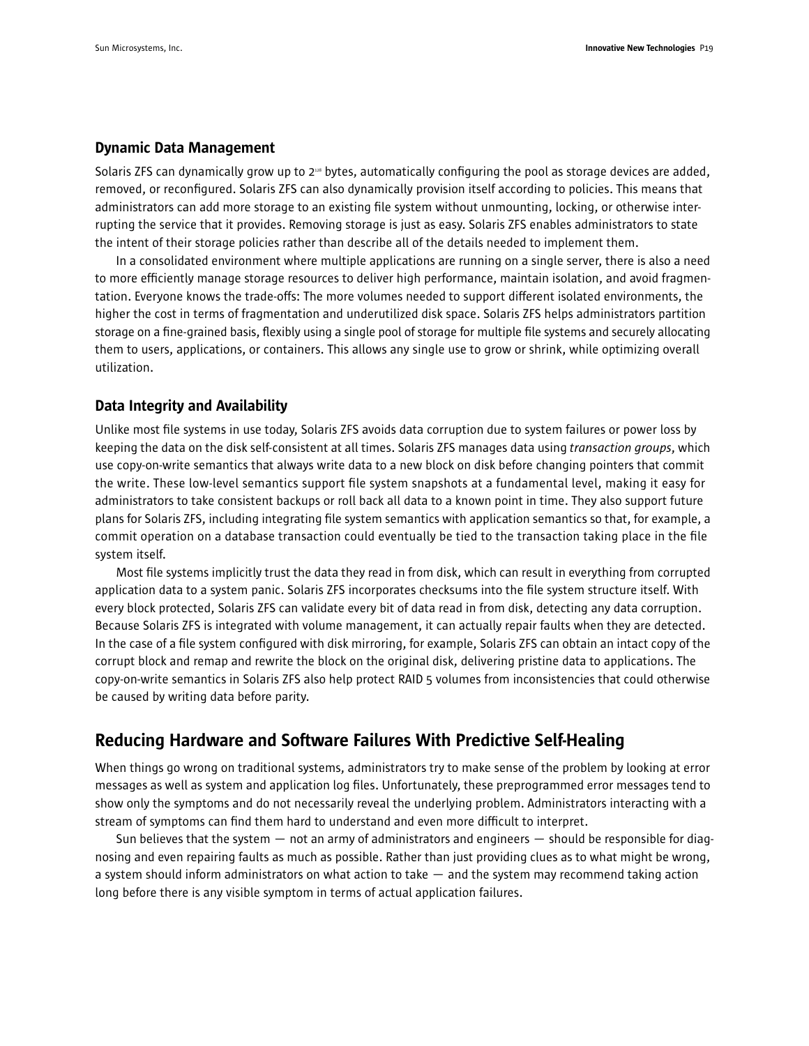### Dynamic Data Management

Solaris ZFS can dynamically grow up to $2^{128}$ bytes, automatically configuring the pool as storage devices are added, removed, or reconfigured. Solaris ZFS can also dynamically provision itself according to policies. This means that administrators can add more storage to an existing file system without unmounting, locking, or otherwise interrupting the service that it provides. Removing storage is just as easy. Solaris ZFS enables administrators to state the intent of their storage policies rather than describe all of the details needed to implement them.

In a consolidated environment where multiple applications are running on a single server, there is also a need to more efficiently manage storage resources to deliver high performance, maintain isolation, and avoid fragmentation. Everyone knows the trade-offs: The more volumes needed to support different isolated environments, the higher the cost in terms of fragmentation and underutilized disk space. Solaris ZFS helps administrators partition storage on a fine-grained basis, flexibly using a single pool of storage for multiple file systems and securely allocating them to users, applications, or containers. This allows any single use to grow or shrink, while optimizing overall utilization.

### Data Integrity and Availability

Unlike most file systems in use today, Solaris ZFS avoids data corruption due to system failures or power loss by keeping the data on the disk self-consistent at all times. Solaris ZFS manages data using *transaction groups*, which use copy-on-write semantics that always write data to a new block on disk before changing pointers that commit the write. These low-level semantics support file system snapshots at a fundamental level, making it easy for administrators to take consistent backups or roll back all data to a known point in time. They also support future plans for Solaris ZFS, including integrating file system semantics with application semantics so that, for example, a commit operation on a database transaction could eventually be tied to the transaction taking place in the file system itself.

Most file systems implicitly trust the data they read in from disk, which can result in everything from corrupted application data to a system panic. Solaris ZFS incorporates checksums into the file system structure itself. With every block protected, Solaris ZFS can validate every bit of data read in from disk, detecting any data corruption. Because Solaris ZFS is integrated with volume management, it can actually repair faults when they are detected. In the case of a file system configured with disk mirroring, for example, Solaris ZFS can obtain an intact copy of the corrupt block and remap and rewrite the block on the original disk, delivering pristine data to applications. The copy-on-write semantics in Solaris ZFS also help protect RAID 5 volumes from inconsistencies that could otherwise be caused by writing data before parity.

## Reducing Hardware and Software Failures With Predictive Self-Healing

When things go wrong on traditional systems, administrators try to make sense of the problem by looking at error messages as well as system and application log files. Unfortunately, these preprogrammed error messages tend to show only the symptoms and do not necessarily reveal the underlying problem. Administrators interacting with a stream of symptoms can find them hard to understand and even more difficult to interpret.

Sun believes that the system — not an army of administrators and engineers — should be responsible for diagnosing and even repairing faults as much as possible. Rather than just providing clues as to what might be wrong, a system should inform administrators on what action to take — and the system may recommend taking action long before there is any visible symptom in terms of actual application failures.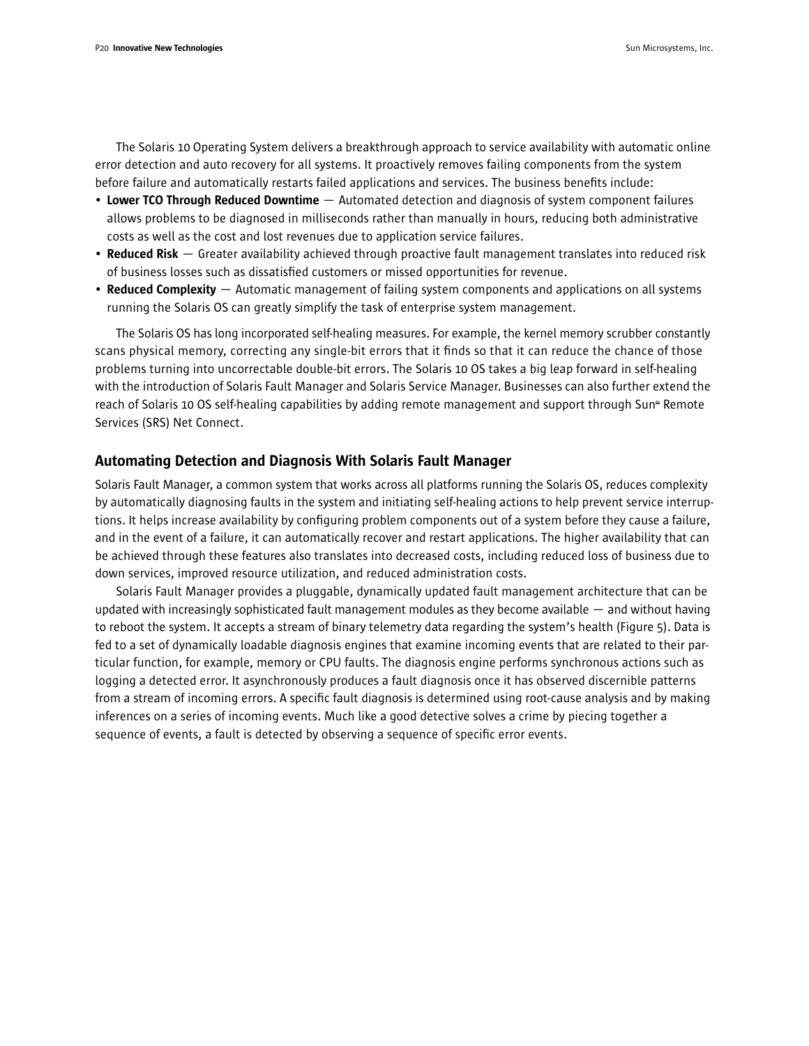The Solaris 10 Operating System delivers a breakthrough approach to service availability with automatic online error detection and auto recovery for all systems. It proactively removes failing components from the system before failure and automatically restarts failed applications and services. The business benefits include:

- **Lower TCO Through Reduced Downtime** — Automated detection and diagnosis of system component failures allows problems to be diagnosed in milliseconds rather than manually in hours, reducing both administrative costs as well as the cost and lost revenues due to application service failures.
- **Reduced Risk** — Greater availability achieved through proactive fault management translates into reduced risk of business losses such as dissatisfied customers or missed opportunities for revenue.
- **Reduced Complexity** — Automatic management of failing system components and applications on all systems running the Solaris OS can greatly simplify the task of enterprise system management.

The Solaris OS has long incorporated self-healing measures. For example, the kernel memory scrubber constantly scans physical memory, correcting any single-bit errors that it finds so that it can reduce the chance of those problems turning into uncorrectable double-bit errors. The Solaris 10 OS takes a big leap forward in self-healing with the introduction of Solaris Fault Manager and Solaris Service Manager. Businesses can also further extend the reach of Solaris 10 OS self-healing capabilities by adding remote management and support through Sun℠ Remote Services (SRS) Net Connect.

## Automating Detection and Diagnosis With Solaris Fault Manager

Solaris Fault Manager, a common system that works across all platforms running the Solaris OS, reduces complexity by automatically diagnosing faults in the system and initiating self-healing actions to help prevent service interruptions. It helps increase availability by configuring problem components out of a system before they cause a failure, and in the event of a failure, it can automatically recover and restart applications. The higher availability that can be achieved through these features also translates into decreased costs, including reduced loss of business due to down services, improved resource utilization, and reduced administration costs.

Solaris Fault Manager provides a pluggable, dynamically updated fault management architecture that can be updated with increasingly sophisticated fault management modules as they become available — and without having to reboot the system. It accepts a stream of binary telemetry data regarding the system's health (Figure 5). Data is fed to a set of dynamically loadable diagnosis engines that examine incoming events that are related to their particular function, for example, memory or CPU faults. The diagnosis engine performs synchronous actions such as logging a detected error. It asynchronously produces a fault diagnosis once it has observed discernible patterns from a stream of incoming errors. A specific fault diagnosis is determined using root-cause analysis and by making inferences on a series of incoming events. Much like a good detective solves a crime by piecing together a sequence of events, a fault is detected by observing a sequence of specific error events.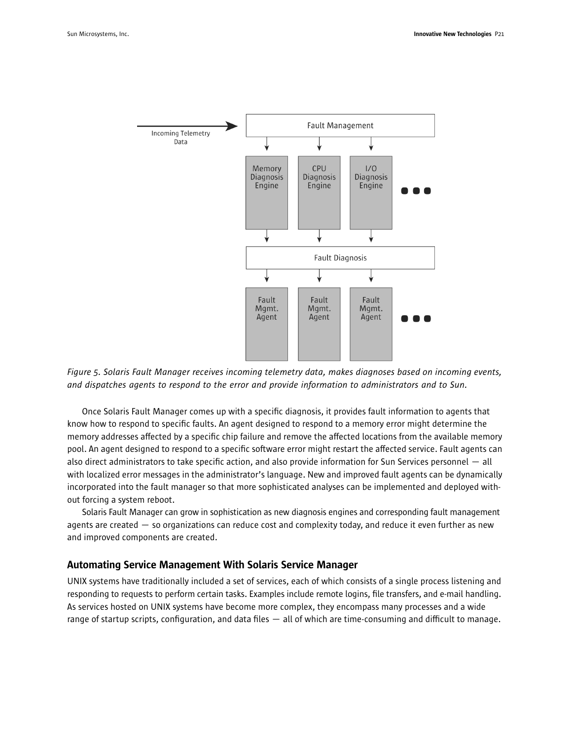*Figure 5. Solaris Fault Manager receives incoming telemetry data, makes diagnoses based on incoming events, and dispatches agents to respond to the error and provide information to administrators and to Sun.*

Once Solaris Fault Manager comes up with a specific diagnosis, it provides fault information to agents that know how to respond to specific faults. An agent designed to respond to a memory error might determine the memory addresses affected by a specific chip failure and remove the affected locations from the available memory pool. An agent designed to respond to a specific software error might restart the affected service. Fault agents can also direct administrators to take specific action, and also provide information for Sun Services personnel — all with localized error messages in the administrator's language. New and improved fault agents can be dynamically incorporated into the fault manager so that more sophisticated analyses can be implemented and deployed without forcing a system reboot.

Solaris Fault Manager can grow in sophistication as new diagnosis engines and corresponding fault management agents are created — so organizations can reduce cost and complexity today, and reduce it even further as new and improved components are created.

## Automating Service Management With Solaris Service Manager

UNIX systems have traditionally included a set of services, each of which consists of a single process listening and responding to requests to perform certain tasks. Examples include remote logins, file transfers, and e-mail handling. As services hosted on UNIX systems have become more complex, they encompass many processes and a wide range of startup scripts, configuration, and data files — all of which are time-consuming and difficult to manage.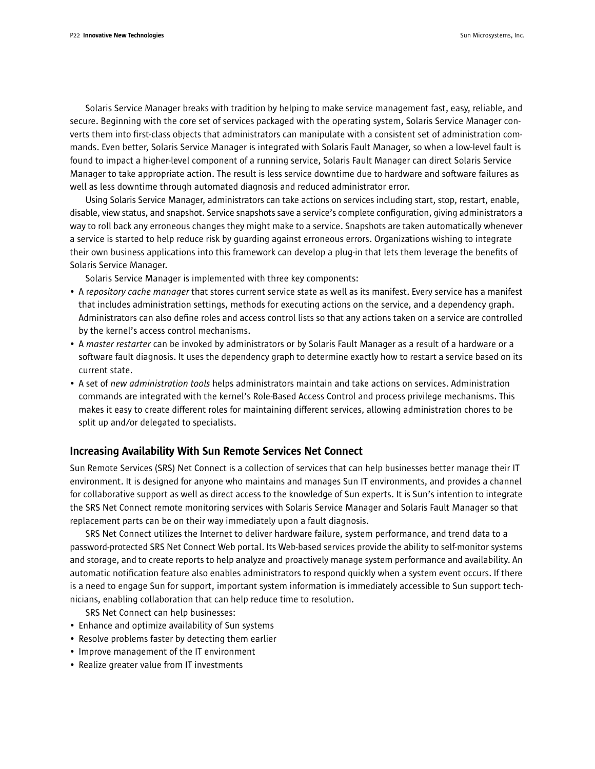Solaris Service Manager breaks with tradition by helping to make service management fast, easy, reliable, and secure. Beginning with the core set of services packaged with the operating system, Solaris Service Manager converts them into first-class objects that administrators can manipulate with a consistent set of administration commands. Even better, Solaris Service Manager is integrated with Solaris Fault Manager, so when a low-level fault is found to impact a higher-level component of a running service, Solaris Fault Manager can direct Solaris Service Manager to take appropriate action. The result is less service downtime due to hardware and software failures as well as less downtime through automated diagnosis and reduced administrator error.

Using Solaris Service Manager, administrators can take actions on services including start, stop, restart, enable, disable, view status, and snapshot. Service snapshots save a service's complete configuration, giving administrators a way to roll back any erroneous changes they might make to a service. Snapshots are taken automatically whenever a service is started to help reduce risk by guarding against erroneous errors. Organizations wishing to integrate their own business applications into this framework can develop a plug-in that lets them leverage the benefits of Solaris Service Manager.

Solaris Service Manager is implemented with three key components:

- A r*epository cache manager* that stores current service state as well as its manifest. Every service has a manifest that includes administration settings, methods for executing actions on the service, and a dependency graph. Administrators can also define roles and access control lists so that any actions taken on a service are controlled by the kernel's access control mechanisms.
- A *master restarter* can be invoked by administrators or by Solaris Fault Manager as a result of a hardware or a software fault diagnosis. It uses the dependency graph to determine exactly how to restart a service based on its current state.
- A set of *new administration tools* helps administrators maintain and take actions on services. Administration commands are integrated with the kernel's Role-Based Access Control and process privilege mechanisms. This makes it easy to create different roles for maintaining different services, allowing administration chores to be split up and/or delegated to specialists.

## Increasing Availability With Sun Remote Services Net Connect

Sun Remote Services (SRS) Net Connect is a collection of services that can help businesses better manage their IT environment. It is designed for anyone who maintains and manages Sun IT environments, and provides a channel for collaborative support as well as direct access to the knowledge of Sun experts. It is Sun's intention to integrate the SRS Net Connect remote monitoring services with Solaris Service Manager and Solaris Fault Manager so that replacement parts can be on their way immediately upon a fault diagnosis.

SRS Net Connect utilizes the Internet to deliver hardware failure, system performance, and trend data to a password-protected SRS Net Connect Web portal. Its Web-based services provide the ability to self-monitor systems and storage, and to create reports to help analyze and proactively manage system performance and availability. An automatic notification feature also enables administrators to respond quickly when a system event occurs. If there is a need to engage Sun for support, important system information is immediately accessible to Sun support technicians, enabling collaboration that can help reduce time to resolution.

SRS Net Connect can help businesses:

- Enhance and optimize availability of Sun systems
- Resolve problems faster by detecting them earlier
- Improve management of the IT environment
- Realize greater value from IT investments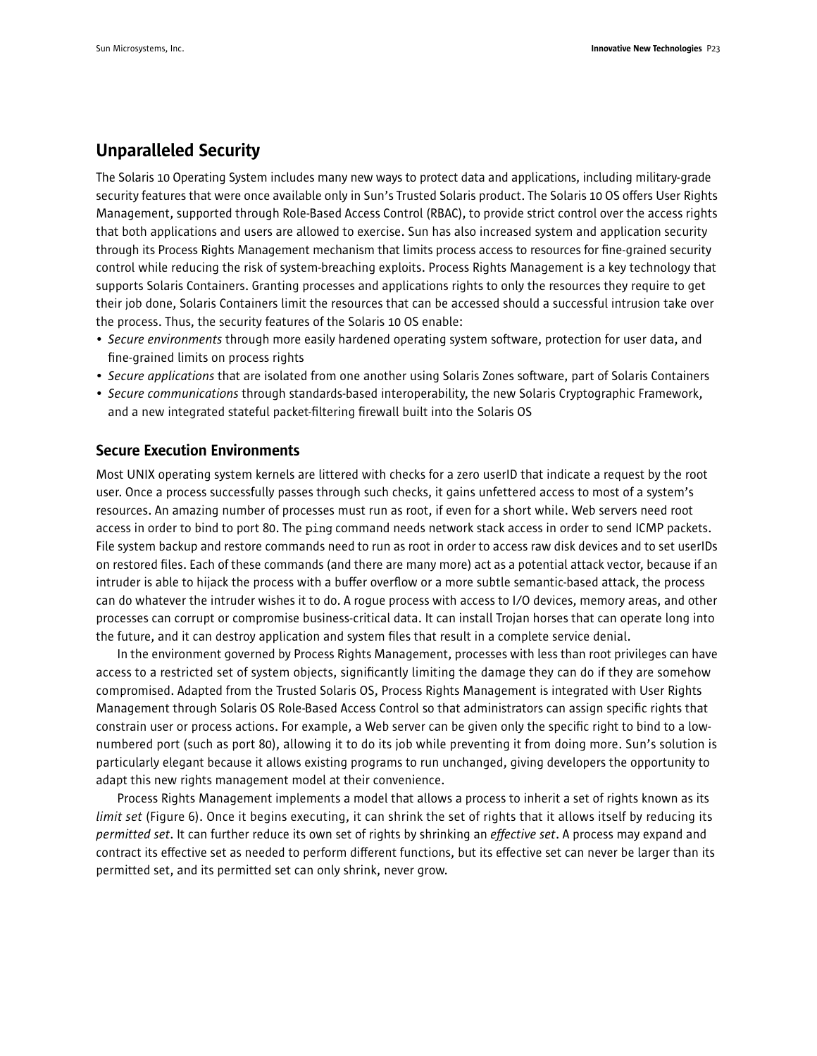## Unparalleled Security

The Solaris 10 Operating System includes many new ways to protect data and applications, including military-grade security features that were once available only in Sun's Trusted Solaris product. The Solaris 10 OS offers User Rights Management, supported through Role-Based Access Control (RBAC), to provide strict control over the access rights that both applications and users are allowed to exercise. Sun has also increased system and application security through its Process Rights Management mechanism that limits process access to resources for fine-grained security control while reducing the risk of system-breaching exploits. Process Rights Management is a key technology that supports Solaris Containers. Granting processes and applications rights to only the resources they require to get their job done, Solaris Containers limit the resources that can be accessed should a successful intrusion take over the process. Thus, the security features of the Solaris 10 OS enable:

- *Secure environments* through more easily hardened operating system software, protection for user data, and fine-grained limits on process rights
- *Secure applications* that are isolated from one another using Solaris Zones software, part of Solaris Containers
- *Secure communications* through standards-based interoperability, the new Solaris Cryptographic Framework, and a new integrated stateful packet-filtering firewall built into the Solaris OS

### Secure Execution Environments

Most UNIX operating system kernels are littered with checks for a zero userID that indicate a request by the root user. Once a process successfully passes through such checks, it gains unfettered access to most of a system's resources. An amazing number of processes must run as root, if even for a short while. Web servers need root access in order to bind to port 80. The `ping` command needs network stack access in order to send ICMP packets. File system backup and restore commands need to run as root in order to access raw disk devices and to set userIDs on restored files. Each of these commands (and there are many more) act as a potential attack vector, because if an intruder is able to hijack the process with a buffer overflow or a more subtle semantic-based attack, the process can do whatever the intruder wishes it to do. A rogue process with access to I/O devices, memory areas, and other processes can corrupt or compromise business-critical data. It can install Trojan horses that can operate long into the future, and it can destroy application and system files that result in a complete service denial.

In the environment governed by Process Rights Management, processes with less than root privileges can have access to a restricted set of system objects, significantly limiting the damage they can do if they are somehow compromised. Adapted from the Trusted Solaris OS, Process Rights Management is integrated with User Rights Management through Solaris OS Role-Based Access Control so that administrators can assign specific rights that constrain user or process actions. For example, a Web server can be given only the specific right to bind to a low-numbered port (such as port 80), allowing it to do its job while preventing it from doing more. Sun's solution is particularly elegant because it allows existing programs to run unchanged, giving developers the opportunity to adapt this new rights management model at their convenience.

Process Rights Management implements a model that allows a process to inherit a set of rights known as its *limit set* (Figure 6). Once it begins executing, it can shrink the set of rights that it allows itself by reducing its *permitted set*. It can further reduce its own set of rights by shrinking an *effective set*. A process may expand and contract its effective set as needed to perform different functions, but its effective set can never be larger than its permitted set, and its permitted set can only shrink, never grow.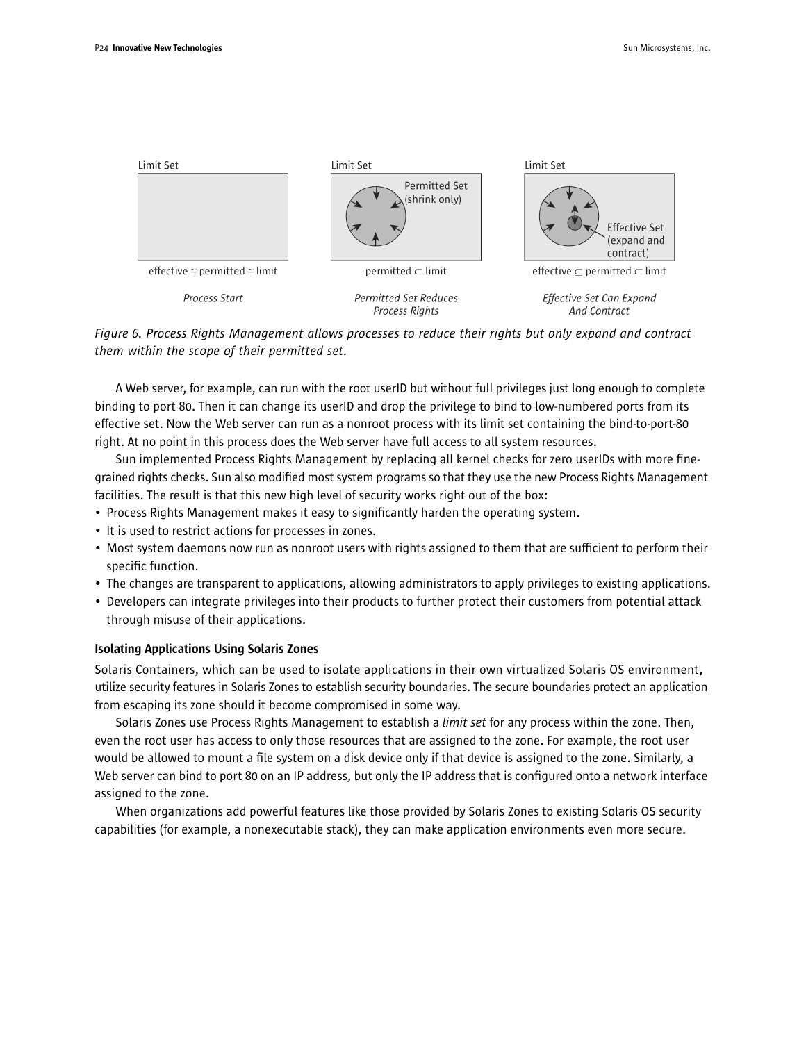Limit Set

effective ≅ permitted ≅ limit

*Process Start*

Limit Set

Permitted Set (shrink only)

permitted ⊂ limit

*Permitted Set Reduces Process Rights*

Limit Set

Effective Set (expand and contract)

effective ⊆ permitted ⊂ limit

*Effective Set Can Expand And Contract*

*Figure 6. Process Rights Management allows processes to reduce their rights but only expand and contract them within the scope of their permitted set.*

A Web server, for example, can run with the root userID but without full privileges just long enough to complete binding to port 80. Then it can change its userID and drop the privilege to bind to low-numbered ports from its effective set. Now the Web server can run as a nonroot process with its limit set containing the bind-to-port-80 right. At no point in this process does the Web server have full access to all system resources.

Sun implemented Process Rights Management by replacing all kernel checks for zero userIDs with more fine-grained rights checks. Sun also modified most system programs so that they use the new Process Rights Management facilities. The result is that this new high level of security works right out of the box:

- Process Rights Management makes it easy to significantly harden the operating system.
- It is used to restrict actions for processes in zones.
- Most system daemons now run as nonroot users with rights assigned to them that are sufficient to perform their specific function.
- The changes are transparent to applications, allowing administrators to apply privileges to existing applications.
- Developers can integrate privileges into their products to further protect their customers from potential attack through misuse of their applications.

### Isolating Applications Using Solaris Zones

Solaris Containers, which can be used to isolate applications in their own virtualized Solaris OS environment, utilize security features in Solaris Zones to establish security boundaries. The secure boundaries protect an application from escaping its zone should it become compromised in some way.

Solaris Zones use Process Rights Management to establish a *limit set* for any process within the zone. Then, even the root user has access to only those resources that are assigned to the zone. For example, the root user would be allowed to mount a file system on a disk device only if that device is assigned to the zone. Similarly, a Web server can bind to port 80 on an IP address, but only the IP address that is configured onto a network interface assigned to the zone.

When organizations add powerful features like those provided by Solaris Zones to existing Solaris OS security capabilities (for example, a nonexecutable stack), they can make application environments even more secure.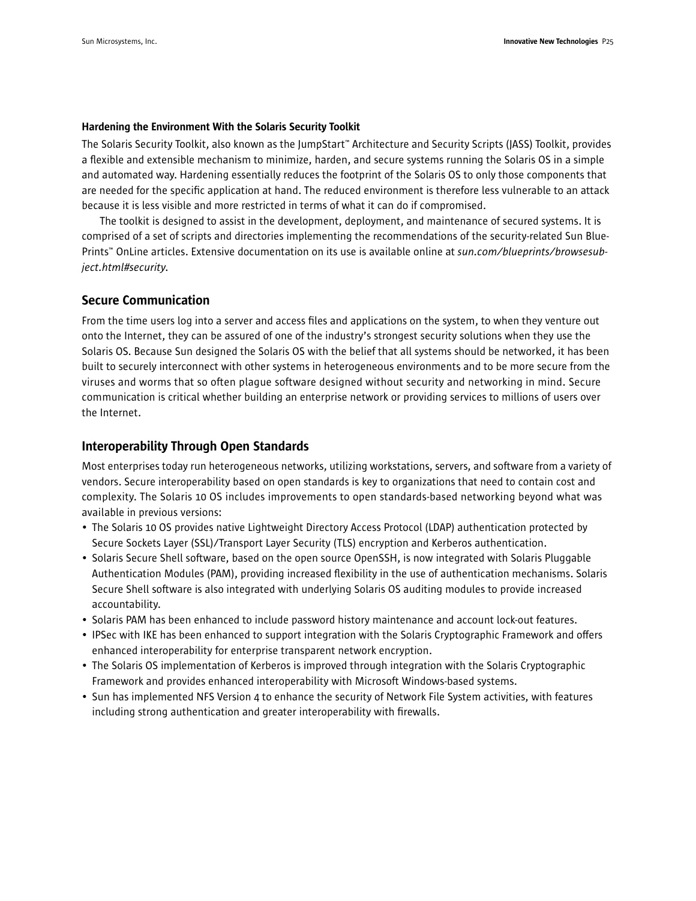### Hardening the Environment With the Solaris Security Toolkit

The Solaris Security Toolkit, also known as the JumpStart™ Architecture and Security Scripts (JASS) Toolkit, provides a flexible and extensible mechanism to minimize, harden, and secure systems running the Solaris OS in a simple and automated way. Hardening essentially reduces the footprint of the Solaris OS to only those components that are needed for the specific application at hand. The reduced environment is therefore less vulnerable to an attack because it is less visible and more restricted in terms of what it can do if compromised.

The toolkit is designed to assist in the development, deployment, and maintenance of secured systems. It is comprised of a set of scripts and directories implementing the recommendations of the security-related Sun BluePrints™ OnLine articles. Extensive documentation on its use is available online at *sun.com/blueprints/browsesubject.html#security*.

## Secure Communication

From the time users log into a server and access files and applications on the system, to when they venture out onto the Internet, they can be assured of one of the industry's strongest security solutions when they use the Solaris OS. Because Sun designed the Solaris OS with the belief that all systems should be networked, it has been built to securely interconnect with other systems in heterogeneous environments and to be more secure from the viruses and worms that so often plague software designed without security and networking in mind. Secure communication is critical whether building an enterprise network or providing services to millions of users over the Internet.

## Interoperability Through Open Standards

Most enterprises today run heterogeneous networks, utilizing workstations, servers, and software from a variety of vendors. Secure interoperability based on open standards is key to organizations that need to contain cost and complexity. The Solaris 10 OS includes improvements to open standards-based networking beyond what was available in previous versions:

- The Solaris 10 OS provides native Lightweight Directory Access Protocol (LDAP) authentication protected by Secure Sockets Layer (SSL)/Transport Layer Security (TLS) encryption and Kerberos authentication.
- Solaris Secure Shell software, based on the open source OpenSSH, is now integrated with Solaris Pluggable Authentication Modules (PAM), providing increased flexibility in the use of authentication mechanisms. Solaris Secure Shell software is also integrated with underlying Solaris OS auditing modules to provide increased accountability.
- Solaris PAM has been enhanced to include password history maintenance and account lock-out features.
- IPSec with IKE has been enhanced to support integration with the Solaris Cryptographic Framework and offers enhanced interoperability for enterprise transparent network encryption.
- The Solaris OS implementation of Kerberos is improved through integration with the Solaris Cryptographic Framework and provides enhanced interoperability with Microsoft Windows-based systems.
- Sun has implemented NFS Version 4 to enhance the security of Network File System activities, with features including strong authentication and greater interoperability with firewalls.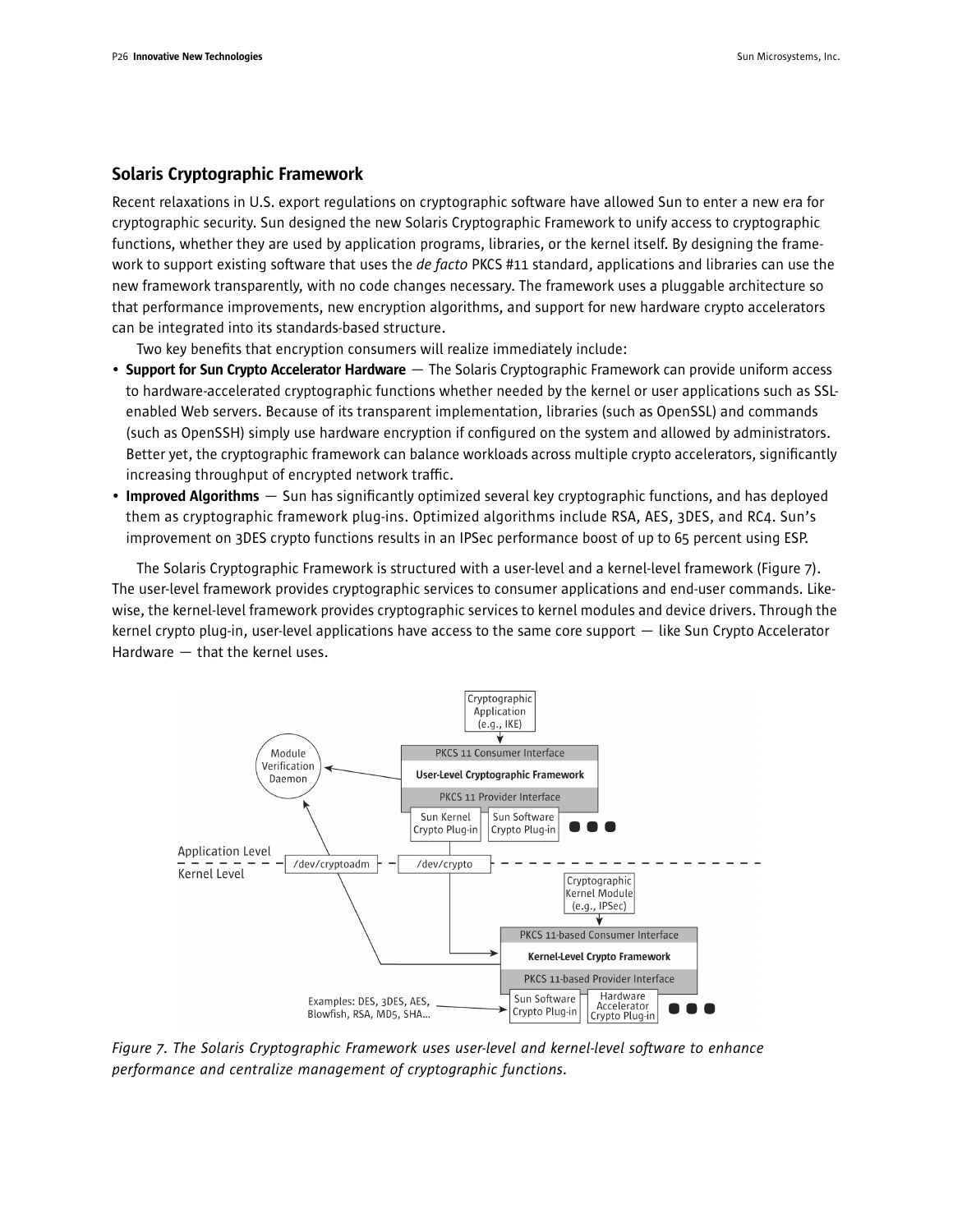## Solaris Cryptographic Framework

Recent relaxations in U.S. export regulations on cryptographic software have allowed Sun to enter a new era for cryptographic security. Sun designed the new Solaris Cryptographic Framework to unify access to cryptographic functions, whether they are used by application programs, libraries, or the kernel itself. By designing the framework to support existing software that uses the *de facto* PKCS #11 standard, applications and libraries can use the new framework transparently, with no code changes necessary. The framework uses a pluggable architecture so that performance improvements, new encryption algorithms, and support for new hardware crypto accelerators can be integrated into its standards-based structure.

Two key benefits that encryption consumers will realize immediately include:

- **Support for Sun Crypto Accelerator Hardware** — The Solaris Cryptographic Framework can provide uniform access to hardware-accelerated cryptographic functions whether needed by the kernel or user applications such as SSL-enabled Web servers. Because of its transparent implementation, libraries (such as OpenSSL) and commands (such as OpenSSH) simply use hardware encryption if configured on the system and allowed by administrators. Better yet, the cryptographic framework can balance workloads across multiple crypto accelerators, significantly increasing throughput of encrypted network traffic.
- **Improved Algorithms** — Sun has significantly optimized several key cryptographic functions, and has deployed them as cryptographic framework plug-ins. Optimized algorithms include RSA, AES, 3DES, and RC4. Sun's improvement on 3DES crypto functions results in an IPSec performance boost of up to 65 percent using ESP.

The Solaris Cryptographic Framework is structured with a user-level and a kernel-level framework (Figure 7). The user-level framework provides cryptographic services to consumer applications and end-user commands. Likewise, the kernel-level framework provides cryptographic services to kernel modules and device drivers. Through the kernel crypto plug-in, user-level applications have access to the same core support — like Sun Crypto Accelerator Hardware — that the kernel uses.

*Figure 7. The Solaris Cryptographic Framework uses user-level and kernel-level software to enhance performance and centralize management of cryptographic functions.*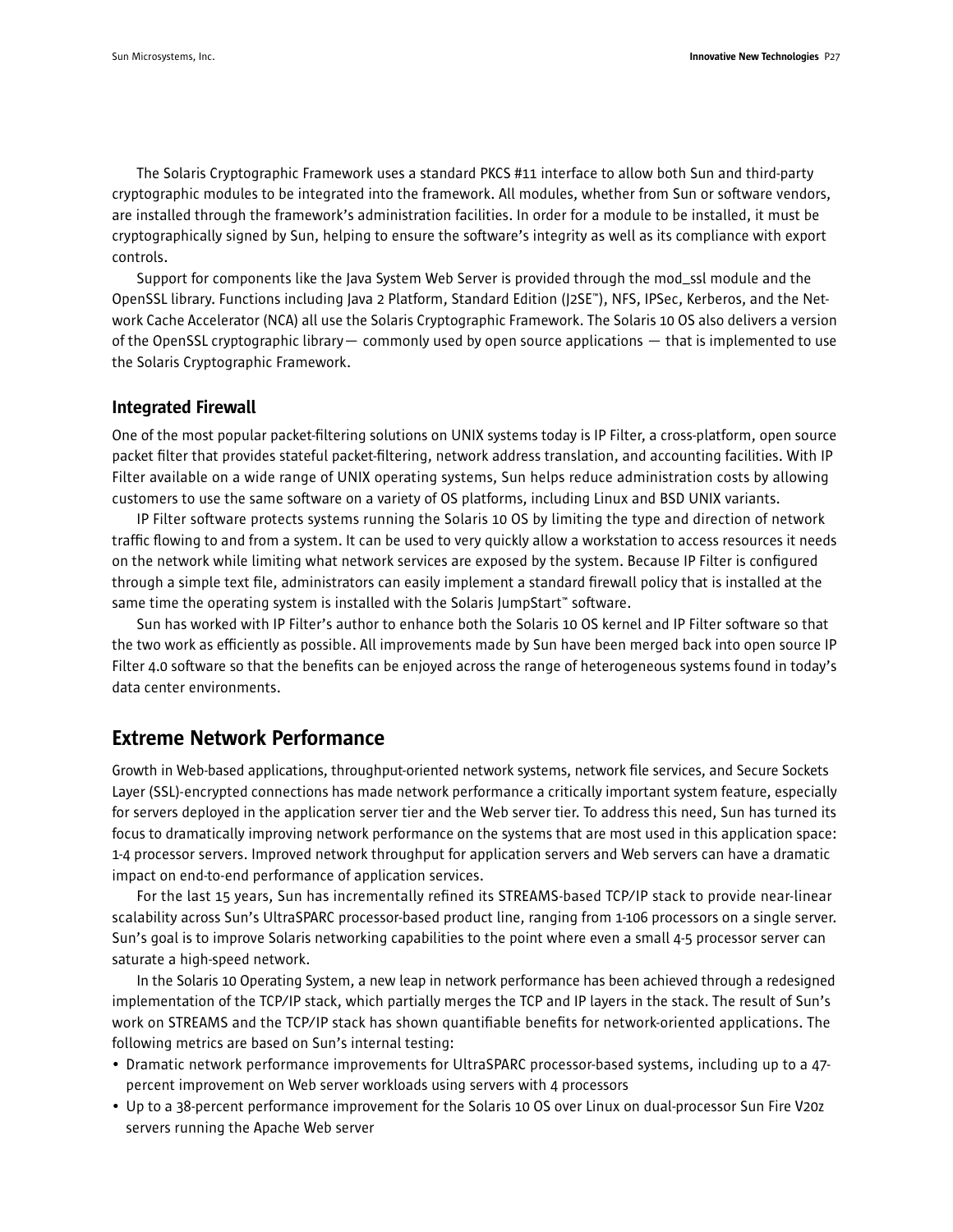The Solaris Cryptographic Framework uses a standard PKCS #11 interface to allow both Sun and third-party cryptographic modules to be integrated into the framework. All modules, whether from Sun or software vendors, are installed through the framework's administration facilities. In order for a module to be installed, it must be cryptographically signed by Sun, helping to ensure the software's integrity as well as its compliance with export controls.

Support for components like the Java System Web Server is provided through the mod_ssl module and the OpenSSL library. Functions including Java 2 Platform, Standard Edition (J2SE™), NFS, IPSec, Kerberos, and the Network Cache Accelerator (NCA) all use the Solaris Cryptographic Framework. The Solaris 10 OS also delivers a version of the OpenSSL cryptographic library— commonly used by open source applications — that is implemented to use the Solaris Cryptographic Framework.

### Integrated Firewall

One of the most popular packet-filtering solutions on UNIX systems today is IP Filter, a cross-platform, open source packet filter that provides stateful packet-filtering, network address translation, and accounting facilities. With IP Filter available on a wide range of UNIX operating systems, Sun helps reduce administration costs by allowing customers to use the same software on a variety of OS platforms, including Linux and BSD UNIX variants.

IP Filter software protects systems running the Solaris 10 OS by limiting the type and direction of network traffic flowing to and from a system. It can be used to very quickly allow a workstation to access resources it needs on the network while limiting what network services are exposed by the system. Because IP Filter is configured through a simple text file, administrators can easily implement a standard firewall policy that is installed at the same time the operating system is installed with the Solaris JumpStart™ software.

Sun has worked with IP Filter's author to enhance both the Solaris 10 OS kernel and IP Filter software so that the two work as efficiently as possible. All improvements made by Sun have been merged back into open source IP Filter 4.0 software so that the benefits can be enjoyed across the range of heterogeneous systems found in today's data center environments.

## Extreme Network Performance

Growth in Web-based applications, throughput-oriented network systems, network file services, and Secure Sockets Layer (SSL)-encrypted connections has made network performance a critically important system feature, especially for servers deployed in the application server tier and the Web server tier. To address this need, Sun has turned its focus to dramatically improving network performance on the systems that are most used in this application space: 1-4 processor servers. Improved network throughput for application servers and Web servers can have a dramatic impact on end-to-end performance of application services.

For the last 15 years, Sun has incrementally refined its STREAMS-based TCP/IP stack to provide near-linear scalability across Sun's UltraSPARC processor-based product line, ranging from 1-106 processors on a single server. Sun's goal is to improve Solaris networking capabilities to the point where even a small 4-5 processor server can saturate a high-speed network.

In the Solaris 10 Operating System, a new leap in network performance has been achieved through a redesigned implementation of the TCP/IP stack, which partially merges the TCP and IP layers in the stack. The result of Sun's work on STREAMS and the TCP/IP stack has shown quantifiable benefits for network-oriented applications. The following metrics are based on Sun's internal testing:

- Dramatic network performance improvements for UltraSPARC processor-based systems, including up to a 47-percent improvement on Web server workloads using servers with 4 processors
- Up to a 38-percent performance improvement for the Solaris 10 OS over Linux on dual-processor Sun Fire V20z servers running the Apache Web server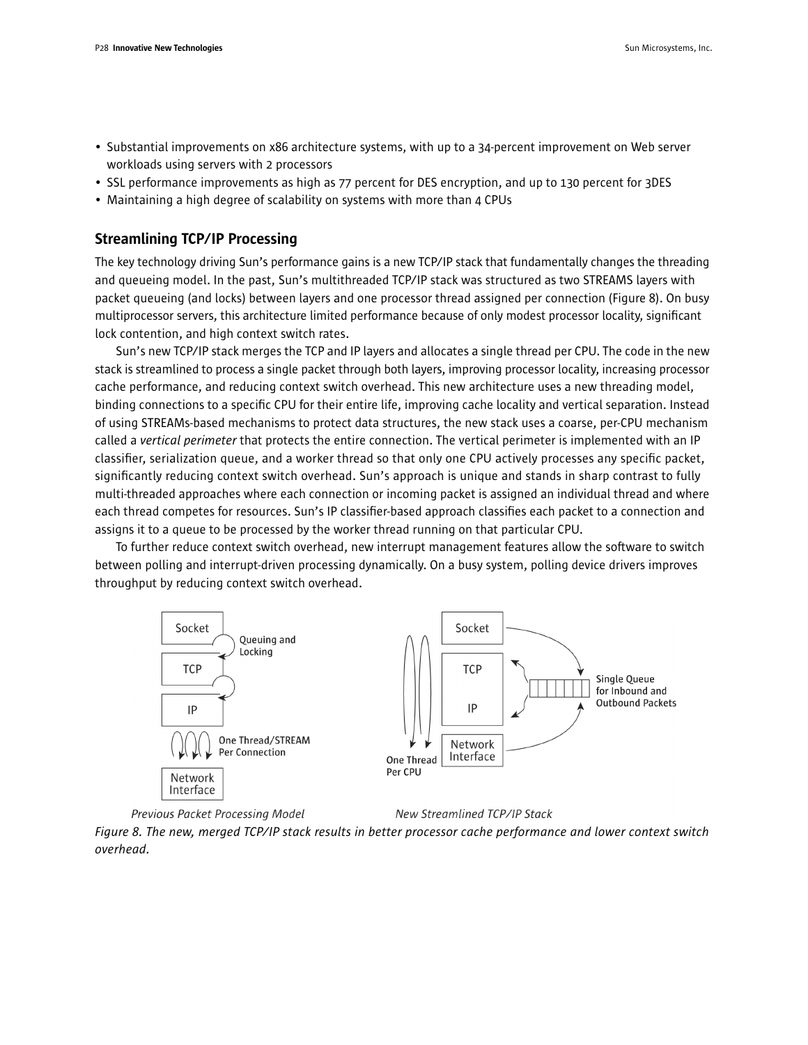- Substantial improvements on x86 architecture systems, with up to a 34-percent improvement on Web server workloads using servers with 2 processors
- SSL performance improvements as high as 77 percent for DES encryption, and up to 130 percent for 3DES
- Maintaining a high degree of scalability on systems with more than 4 CPUs

## Streamlining TCP/IP Processing

The key technology driving Sun's performance gains is a new TCP/IP stack that fundamentally changes the threading and queueing model. In the past, Sun's multithreaded TCP/IP stack was structured as two STREAMS layers with packet queueing (and locks) between layers and one processor thread assigned per connection (Figure 8). On busy multiprocessor servers, this architecture limited performance because of only modest processor locality, significant lock contention, and high context switch rates.

Sun's new TCP/IP stack merges the TCP and IP layers and allocates a single thread per CPU. The code in the new stack is streamlined to process a single packet through both layers, improving processor locality, increasing processor cache performance, and reducing context switch overhead. This new architecture uses a new threading model, binding connections to a specific CPU for their entire life, improving cache locality and vertical separation. Instead of using STREAMs-based mechanisms to protect data structures, the new stack uses a coarse, per-CPU mechanism called a *vertical perimeter* that protects the entire connection. The vertical perimeter is implemented with an IP classifier, serialization queue, and a worker thread so that only one CPU actively processes any specific packet, significantly reducing context switch overhead. Sun's approach is unique and stands in sharp contrast to fully multi-threaded approaches where each connection or incoming packet is assigned an individual thread and where each thread competes for resources. Sun's IP classifier-based approach classifies each packet to a connection and assigns it to a queue to be processed by the worker thread running on that particular CPU.

To further reduce context switch overhead, new interrupt management features allow the software to switch between polling and interrupt-driven processing dynamically. On a busy system, polling device drivers improves throughput by reducing context switch overhead.

Socket | Queuing and Locking | TCP | IP | One Thread/STREAM Per Connection | Network Interface

*Previous Packet Processing Model*

Socket | TCP | IP | Network Interface | Single Queue for Inbound and Outbound Packets | One Thread Per CPU

*New Streamlined TCP/IP Stack*

*Figure 8. The new, merged TCP/IP stack results in better processor cache performance and lower context switch overhead.*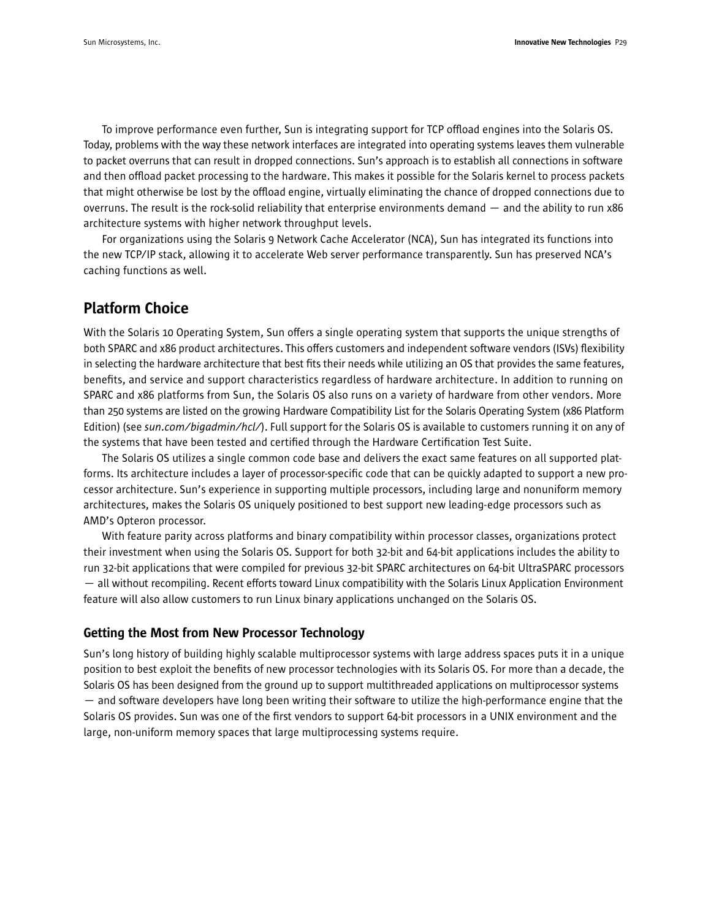To improve performance even further, Sun is integrating support for TCP offload engines into the Solaris OS. Today, problems with the way these network interfaces are integrated into operating systems leaves them vulnerable to packet overruns that can result in dropped connections. Sun's approach is to establish all connections in software and then offload packet processing to the hardware. This makes it possible for the Solaris kernel to process packets that might otherwise be lost by the offload engine, virtually eliminating the chance of dropped connections due to overruns. The result is the rock-solid reliability that enterprise environments demand — and the ability to run x86 architecture systems with higher network throughput levels.

For organizations using the Solaris 9 Network Cache Accelerator (NCA), Sun has integrated its functions into the new TCP/IP stack, allowing it to accelerate Web server performance transparently. Sun has preserved NCA's caching functions as well.

## Platform Choice

With the Solaris 10 Operating System, Sun offers a single operating system that supports the unique strengths of both SPARC and x86 product architectures. This offers customers and independent software vendors (ISVs) flexibility in selecting the hardware architecture that best fits their needs while utilizing an OS that provides the same features, benefits, and service and support characteristics regardless of hardware architecture. In addition to running on SPARC and x86 platforms from Sun, the Solaris OS also runs on a variety of hardware from other vendors. More than 250 systems are listed on the growing Hardware Compatibility List for the Solaris Operating System (x86 Platform Edition) (see *sun.com/bigadmin/hcl/*). Full support for the Solaris OS is available to customers running it on any of the systems that have been tested and certified through the Hardware Certification Test Suite.

The Solaris OS utilizes a single common code base and delivers the exact same features on all supported platforms. Its architecture includes a layer of processor-specific code that can be quickly adapted to support a new processor architecture. Sun's experience in supporting multiple processors, including large and nonuniform memory architectures, makes the Solaris OS uniquely positioned to best support new leading-edge processors such as AMD's Opteron processor.

With feature parity across platforms and binary compatibility within processor classes, organizations protect their investment when using the Solaris OS. Support for both 32-bit and 64-bit applications includes the ability to run 32-bit applications that were compiled for previous 32-bit SPARC architectures on 64-bit UltraSPARC processors — all without recompiling. Recent efforts toward Linux compatibility with the Solaris Linux Application Environment feature will also allow customers to run Linux binary applications unchanged on the Solaris OS.

### Getting the Most from New Processor Technology

Sun's long history of building highly scalable multiprocessor systems with large address spaces puts it in a unique position to best exploit the benefits of new processor technologies with its Solaris OS. For more than a decade, the Solaris OS has been designed from the ground up to support multithreaded applications on multiprocessor systems — and software developers have long been writing their software to utilize the high-performance engine that the Solaris OS provides. Sun was one of the first vendors to support 64-bit processors in a UNIX environment and the large, non-uniform memory spaces that large multiprocessing systems require.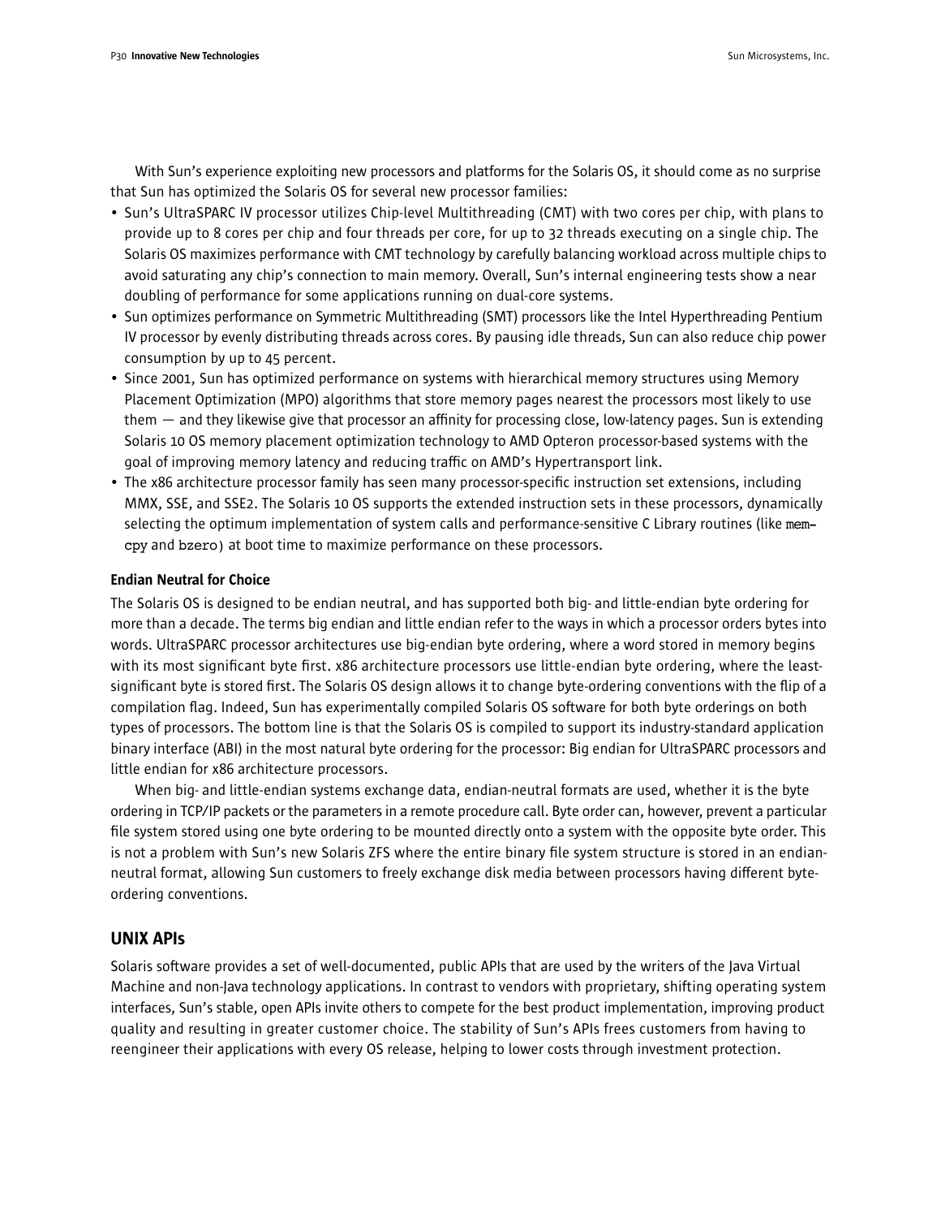With Sun's experience exploiting new processors and platforms for the Solaris OS, it should come as no surprise that Sun has optimized the Solaris OS for several new processor families:

- Sun's UltraSPARC IV processor utilizes Chip-level Multithreading (CMT) with two cores per chip, with plans to provide up to 8 cores per chip and four threads per core, for up to 32 threads executing on a single chip. The Solaris OS maximizes performance with CMT technology by carefully balancing workload across multiple chips to avoid saturating any chip's connection to main memory. Overall, Sun's internal engineering tests show a near doubling of performance for some applications running on dual-core systems.
- Sun optimizes performance on Symmetric Multithreading (SMT) processors like the Intel Hyperthreading Pentium IV processor by evenly distributing threads across cores. By pausing idle threads, Sun can also reduce chip power consumption by up to 45 percent.
- Since 2001, Sun has optimized performance on systems with hierarchical memory structures using Memory Placement Optimization (MPO) algorithms that store memory pages nearest the processors most likely to use them — and they likewise give that processor an affinity for processing close, low-latency pages. Sun is extending Solaris 10 OS memory placement optimization technology to AMD Opteron processor-based systems with the goal of improving memory latency and reducing traffic on AMD's Hypertransport link.
- The x86 architecture processor family has seen many processor-specific instruction set extensions, including MMX, SSE, and SSE2. The Solaris 10 OS supports the extended instruction sets in these processors, dynamically selecting the optimum implementation of system calls and performance-sensitive C Library routines (like `memcpy` and `bzero`) at boot time to maximize performance on these processors.

#### Endian Neutral for Choice

The Solaris OS is designed to be endian neutral, and has supported both big- and little-endian byte ordering for more than a decade. The terms big endian and little endian refer to the ways in which a processor orders bytes into words. UltraSPARC processor architectures use big-endian byte ordering, where a word stored in memory begins with its most significant byte first. x86 architecture processors use little-endian byte ordering, where the least-significant byte is stored first. The Solaris OS design allows it to change byte-ordering conventions with the flip of a compilation flag. Indeed, Sun has experimentally compiled Solaris OS software for both byte orderings on both types of processors. The bottom line is that the Solaris OS is compiled to support its industry-standard application binary interface (ABI) in the most natural byte ordering for the processor: Big endian for UltraSPARC processors and little endian for x86 architecture processors.

When big- and little-endian systems exchange data, endian-neutral formats are used, whether it is the byte ordering in TCP/IP packets or the parameters in a remote procedure call. Byte order can, however, prevent a particular file system stored using one byte ordering to be mounted directly onto a system with the opposite byte order. This is not a problem with Sun's new Solaris ZFS where the entire binary file system structure is stored in an endian-neutral format, allowing Sun customers to freely exchange disk media between processors having different byte-ordering conventions.

### UNIX APIs

Solaris software provides a set of well-documented, public APIs that are used by the writers of the Java Virtual Machine and non-Java technology applications. In contrast to vendors with proprietary, shifting operating system interfaces, Sun's stable, open APIs invite others to compete for the best product implementation, improving product quality and resulting in greater customer choice. The stability of Sun's APIs frees customers from having to reengineer their applications with every OS release, helping to lower costs through investment protection.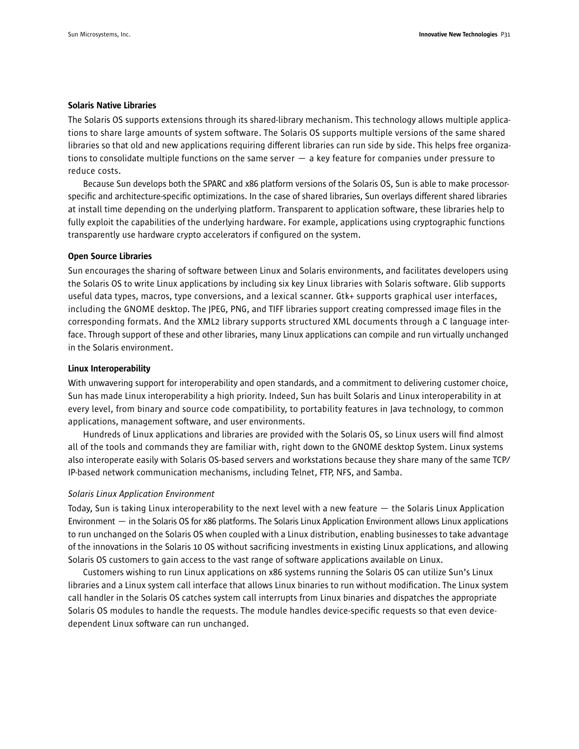### Solaris Native Libraries

The Solaris OS supports extensions through its shared-library mechanism. This technology allows multiple applications to share large amounts of system software. The Solaris OS supports multiple versions of the same shared libraries so that old and new applications requiring different libraries can run side by side. This helps free organizations to consolidate multiple functions on the same server — a key feature for companies under pressure to reduce costs.

Because Sun develops both the SPARC and x86 platform versions of the Solaris OS, Sun is able to make processor-specific and architecture-specific optimizations. In the case of shared libraries, Sun overlays different shared libraries at install time depending on the underlying platform. Transparent to application software, these libraries help to fully exploit the capabilities of the underlying hardware. For example, applications using cryptographic functions transparently use hardware crypto accelerators if configured on the system.

### Open Source Libraries

Sun encourages the sharing of software between Linux and Solaris environments, and facilitates developers using the Solaris OS to write Linux applications by including six key Linux libraries with Solaris software. Glib supports useful data types, macros, type conversions, and a lexical scanner. Gtk+ supports graphical user interfaces, including the GNOME desktop. The JPEG, PNG, and TIFF libraries support creating compressed image files in the corresponding formats. And the XML2 library supports structured XML documents through a C language interface. Through support of these and other libraries, many Linux applications can compile and run virtually unchanged in the Solaris environment.

### Linux Interoperability

With unwavering support for interoperability and open standards, and a commitment to delivering customer choice, Sun has made Linux interoperability a high priority. Indeed, Sun has built Solaris and Linux interoperability in at every level, from binary and source code compatibility, to portability features in Java technology, to common applications, management software, and user environments.

Hundreds of Linux applications and libraries are provided with the Solaris OS, so Linux users will find almost all of the tools and commands they are familiar with, right down to the GNOME desktop System. Linux systems also interoperate easily with Solaris OS-based servers and workstations because they share many of the same TCP/IP-based network communication mechanisms, including Telnet, FTP, NFS, and Samba.

#### *Solaris Linux Application Environment*

Today, Sun is taking Linux interoperability to the next level with a new feature — the Solaris Linux Application Environment — in the Solaris OS for x86 platforms. The Solaris Linux Application Environment allows Linux applications to run unchanged on the Solaris OS when coupled with a Linux distribution, enabling businesses to take advantage of the innovations in the Solaris 10 OS without sacrificing investments in existing Linux applications, and allowing Solaris OS customers to gain access to the vast range of software applications available on Linux.

Customers wishing to run Linux applications on x86 systems running the Solaris OS can utilize Sun's Linux libraries and a Linux system call interface that allows Linux binaries to run without modification. The Linux system call handler in the Solaris OS catches system call interrupts from Linux binaries and dispatches the appropriate Solaris OS modules to handle the requests. The module handles device-specific requests so that even device-dependent Linux software can run unchanged.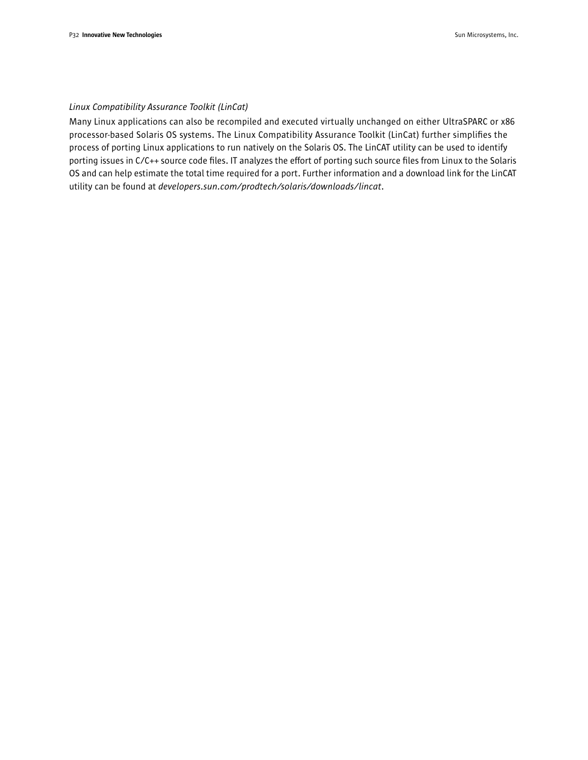*Linux Compatibility Assurance Toolkit (LinCat)*

Many Linux applications can also be recompiled and executed virtually unchanged on either UltraSPARC or x86 processor-based Solaris OS systems. The Linux Compatibility Assurance Toolkit (LinCat) further simplifies the process of porting Linux applications to run natively on the Solaris OS. The LinCAT utility can be used to identify porting issues in C/C++ source code files. IT analyzes the effort of porting such source files from Linux to the Solaris OS and can help estimate the total time required for a port. Further information and a download link for the LinCAT utility can be found at *developers.sun.com/prodtech/solaris/downloads/lincat*.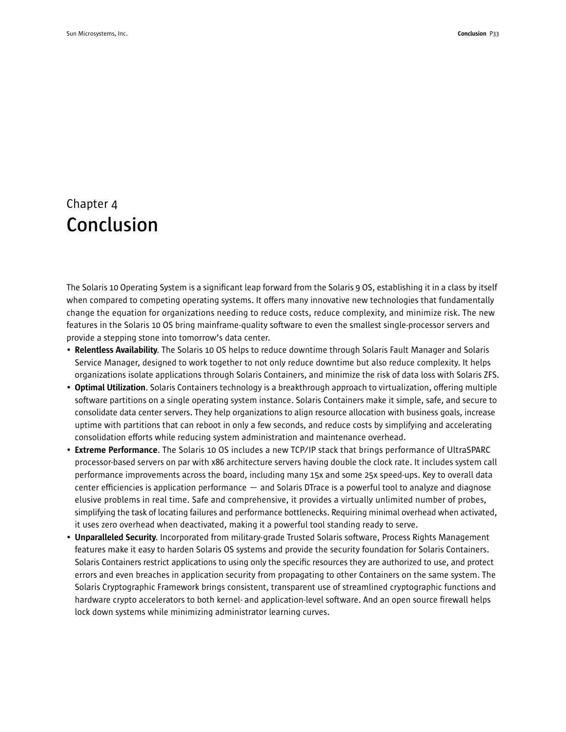# Chapter 4
# Conclusion

The Solaris 10 Operating System is a significant leap forward from the Solaris 9 OS, establishing it in a class by itself when compared to competing operating systems. It offers many innovative new technologies that fundamentally change the equation for organizations needing to reduce costs, reduce complexity, and minimize risk. The new features in the Solaris 10 OS bring mainframe-quality software to even the smallest single-processor servers and provide a stepping stone into tomorrow's data center.

- **Relentless Availability**. The Solaris 10 OS helps to reduce downtime through Solaris Fault Manager and Solaris Service Manager, designed to work together to not only reduce downtime but also reduce complexity. It helps organizations isolate applications through Solaris Containers, and minimize the risk of data loss with Solaris ZFS.
- **Optimal Utilization**. Solaris Containers technology is a breakthrough approach to virtualization, offering multiple software partitions on a single operating system instance. Solaris Containers make it simple, safe, and secure to consolidate data center servers. They help organizations to align resource allocation with business goals, increase uptime with partitions that can reboot in only a few seconds, and reduce costs by simplifying and accelerating consolidation efforts while reducing system administration and maintenance overhead.
- **Extreme Performance**. The Solaris 10 OS includes a new TCP/IP stack that brings performance of UltraSPARC processor-based servers on par with x86 architecture servers having double the clock rate. It includes system call performance improvements across the board, including many 15x and some 25x speed-ups. Key to overall data center efficiencies is application performance — and Solaris DTrace is a powerful tool to analyze and diagnose elusive problems in real time. Safe and comprehensive, it provides a virtually unlimited number of probes, simplifying the task of locating failures and performance bottlenecks. Requiring minimal overhead when activated, it uses zero overhead when deactivated, making it a powerful tool standing ready to serve.
- **Unparalleled Security**. Incorporated from military-grade Trusted Solaris software, Process Rights Management features make it easy to harden Solaris OS systems and provide the security foundation for Solaris Containers. Solaris Containers restrict applications to using only the specific resources they are authorized to use, and protect errors and even breaches in application security from propagating to other Containers on the same system. The Solaris Cryptographic Framework brings consistent, transparent use of streamlined cryptographic functions and hardware crypto accelerators to both kernel- and application-level software. And an open source firewall helps lock down systems while minimizing administrator learning curves.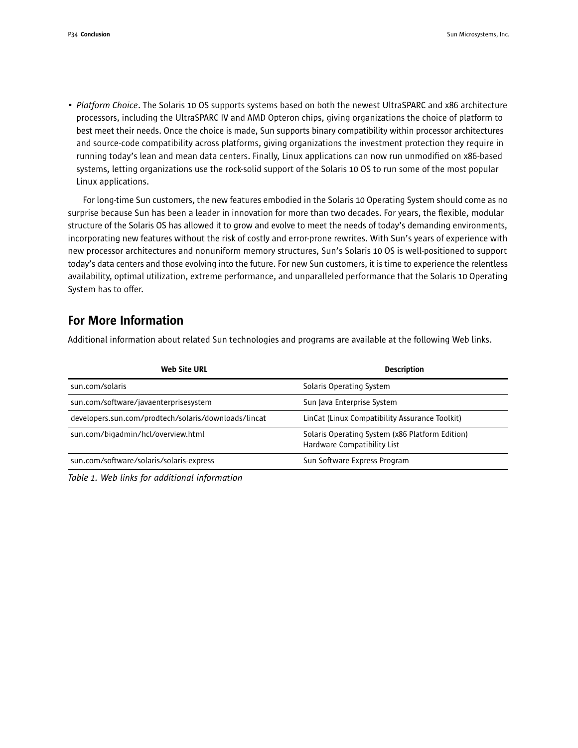- *Platform Choice*. The Solaris 10 OS supports systems based on both the newest UltraSPARC and x86 architecture processors, including the UltraSPARC IV and AMD Opteron chips, giving organizations the choice of platform to best meet their needs. Once the choice is made, Sun supports binary compatibility within processor architectures and source-code compatibility across platforms, giving organizations the investment protection they require in running today's lean and mean data centers. Finally, Linux applications can now run unmodified on x86-based systems, letting organizations use the rock-solid support of the Solaris 10 OS to run some of the most popular Linux applications.

For long-time Sun customers, the new features embodied in the Solaris 10 Operating System should come as no surprise because Sun has been a leader in innovation for more than two decades. For years, the flexible, modular structure of the Solaris OS has allowed it to grow and evolve to meet the needs of today's demanding environments, incorporating new features without the risk of costly and error-prone rewrites. With Sun's years of experience with new processor architectures and nonuniform memory structures, Sun's Solaris 10 OS is well-positioned to support today's data centers and those evolving into the future. For new Sun customers, it is time to experience the relentless availability, optimal utilization, extreme performance, and unparalleled performance that the Solaris 10 Operating System has to offer.

## For More Information

Additional information about related Sun technologies and programs are available at the following Web links.

| Web Site URL | Description |
|---|---|
| sun.com/solaris | Solaris Operating System |
| sun.com/software/javaenterprisesystem | Sun Java Enterprise System |
| developers.sun.com/prodtech/solaris/downloads/lincat | LinCat (Linux Compatibility Assurance Toolkit) |
| sun.com/bigadmin/hcl/overview.html | Solaris Operating System (x86 Platform Edition) Hardware Compatibility List |
| sun.com/software/solaris/solaris-express | Sun Software Express Program |

*Table 1. Web links for additional information*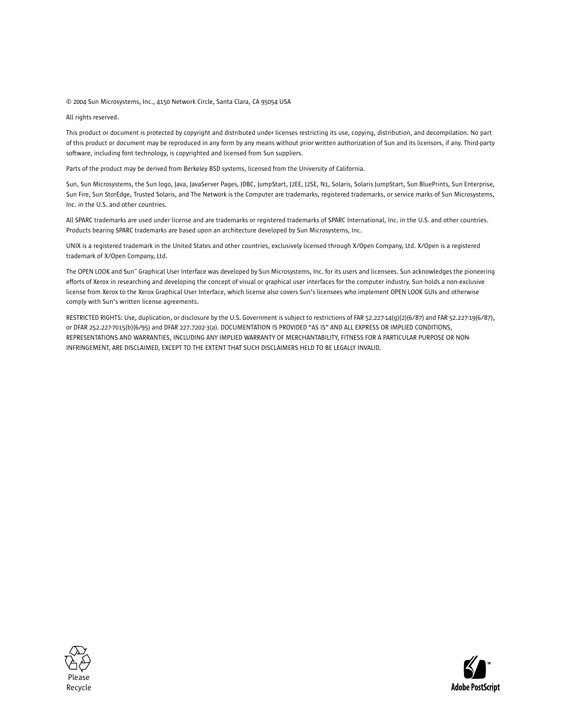© 2004 Sun Microsystems, Inc., 4150 Network Circle, Santa Clara, CA 95054 USA

All rights reserved.

This product or document is protected by copyright and distributed under licenses restricting its use, copying, distribution, and decompilation. No part of this product or document may be reproduced in any form by any means without prior written authorization of Sun and its licensors, if any. Third-party software, including font technology, is copyrighted and licensed from Sun suppliers.

Parts of the product may be derived from Berkeley BSD systems, licensed from the University of California.

Sun, Sun Microsystems, the Sun logo, Java, JavaServer Pages, JDBC, JumpStart, J2EE, J2SE, N1, Solaris, Solaris JumpStart, Sun BluePrints, Sun Enterprise, Sun Fire, Sun StorEdge, Trusted Solaris, and The Network is the Computer are trademarks, registered trademarks, or service marks of Sun Microsystems, Inc. in the U.S. and other countries.

All SPARC trademarks are used under license and are trademarks or registered trademarks of SPARC International, Inc. in the U.S. and other countries. Products bearing SPARC trademarks are based upon an architecture developed by Sun Microsystems, Inc.

UNIX is a registered trademark in the United States and other countries, exclusively licensed through X/Open Company, Ltd. X/Open is a registered trademark of X/Open Company, Ltd.

The OPEN LOOK and Sun™ Graphical User Interface was developed by Sun Microsystems, Inc. for its users and licensees. Sun acknowledges the pioneering efforts of Xerox in researching and developing the concept of visual or graphical user interfaces for the computer industry. Sun holds a non-exclusive license from Xerox to the Xerox Graphical User Interface, which license also covers Sun's licensees who implement OPEN LOOK GUIs and otherwise comply with Sun's written license agreements.

RESTRICTED RIGHTS: Use, duplication, or disclosure by the U.S. Government is subject to restrictions of FAR 52.227-14(g)(2)(6/87) and FAR 52.227-19(6/87), or DFAR 252.227-7015(b)(6/95) and DFAR 227.7202-3(a). DOCUMENTATION IS PROVIDED "AS IS" AND ALL EXPRESS OR IMPLIED CONDITIONS, REPRESENTATIONS AND WARRANTIES, INCLUDING ANY IMPLIED WARRANTY OF MERCHANTABILITY, FITNESS FOR A PARTICULAR PURPOSE OR NON-INFRINGEMENT, ARE DISCLAIMED, EXCEPT TO THE EXTENT THAT SUCH DISCLAIMERS HELD TO BE LEGALLY INVALID.

Please Recycle

Adobe PostScript™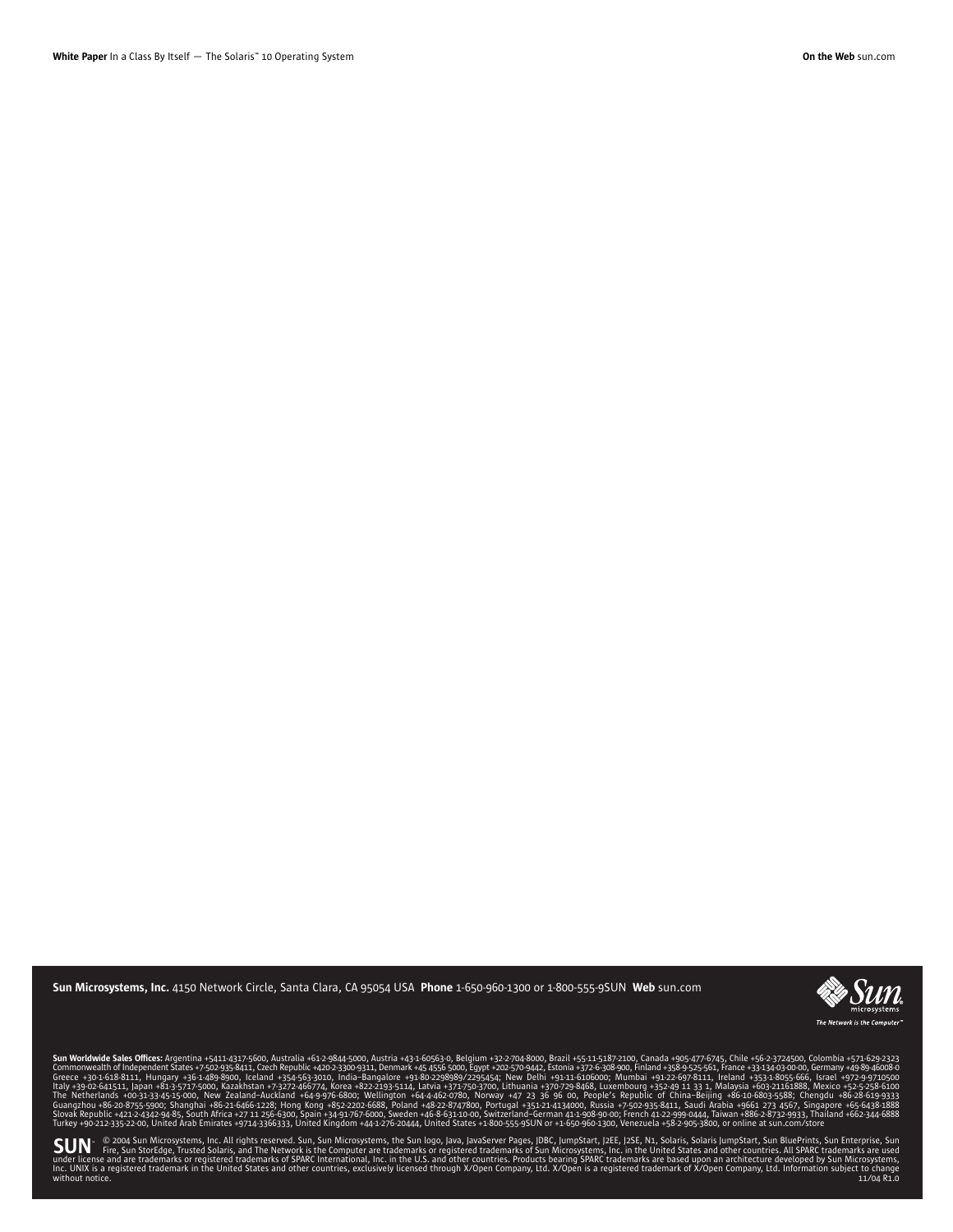**Sun Microsystems, Inc.** 4150 Network Circle, Santa Clara, CA 95054 USA **Phone** 1-650-960-1300 or 1-800-555-9SUN **Web** sun.com

The Network is the Computer™

**Sun Worldwide Sales Offices:** Argentina +5411-4317-5600, Australia +61-2-9844-5000, Austria +43-1-60563-0, Belgium +32-2-704-8000, Brazil +55-11-5187-2100, Canada +905-477-6745, Chile +56-2-3724500, Colombia +571-629-2323 Commonwealth of Independent States +7-502-935-8411, Czech Republic +420-2-3300-9311, Denmark +45 4556 5000, Egypt +202-570-9442, Estonia +372-6-308-900, Finland +358-9-525-561, France +33-134-03-00-00, Germany +49-89-46008-0 Greece +30-1-618-8111, Hungary +36-1-489-8900, Iceland +354-563-3010, India–Bangalore +91-80-2298989/2295454; New Delhi +91-11-6106000; Mumbai +91-22-697-8111, Ireland +353-1-8055-666, Israel +972-9-9710500 Italy +39-02-641511, Japan +81-3-5717-5000, Kazakhstan +7-3272-466774, Korea +822-2193-5114, Latvia +371-750-3700, Lithuania +370-729-8468, Luxembourg +352-49 11 33 1, Malaysia +603-21161888, Mexico +52-5-258-6100 The Netherlands +00-31-33-45-15-000, New Zealand–Auckland +64-9-976-6800; Wellington +64-4-462-0780, Norway +47 23 36 96 00, People's Republic of China–Beijing +86-10-6803-5588; Chengdu +86-28-619-9333 Guangzhou +86-20-8755-5900; Shanghai +86-21-6466-1228; Hong Kong +852-2202-6688, Poland +48-22-8747800, Portugal +351-21-4134000, Russia +7-502-935-8411, Saudi Arabia +9661 273 4567, Singapore +65-6438-1888 Slovak Republic +421-2-4342-94-85, South Africa +27 11 256-6300, Spain +34-91-767-6000, Sweden +46-8-631-10-00, Switzerland–German 41-1-908-90-00; French 41-22-999-0444, Taiwan +886-2-8732-9933, Thailand +662-344-6888 Turkey +90-212-335-22-00, United Arab Emirates +9714-3366333, United Kingdom +44-1-276-20444, United States +1-800-555-9SUN or +1-650-960-1300, Venezuela +58-2-905-3800, or online at sun.com/store

© 2004 Sun Microsystems, Inc. All rights reserved. Sun, Sun Microsystems, the Sun logo, Java, JavaServer Pages, JDBC, JumpStart, J2EE, J2SE, N1, Solaris, Solaris JumpStart, Sun BluePrints, Sun Enterprise, Sun Fire, Sun StorEdge, Trusted Solaris, and The Network is the Computer are trademarks or registered trademarks of Sun Microsystems, Inc. in the United States and other countries. All SPARC trademarks are used under license and are trademarks or registered trademarks of SPARC International, Inc. in the U.S. and other countries. Products bearing SPARC trademarks are based upon an architecture developed by Sun Microsystems, Inc. UNIX is a registered trademark in the United States and other countries, exclusively licensed through X/Open Company, Ltd. X/Open is a registered trademark of X/Open Company, Ltd. Information subject to change without notice.

11/04 R1.0